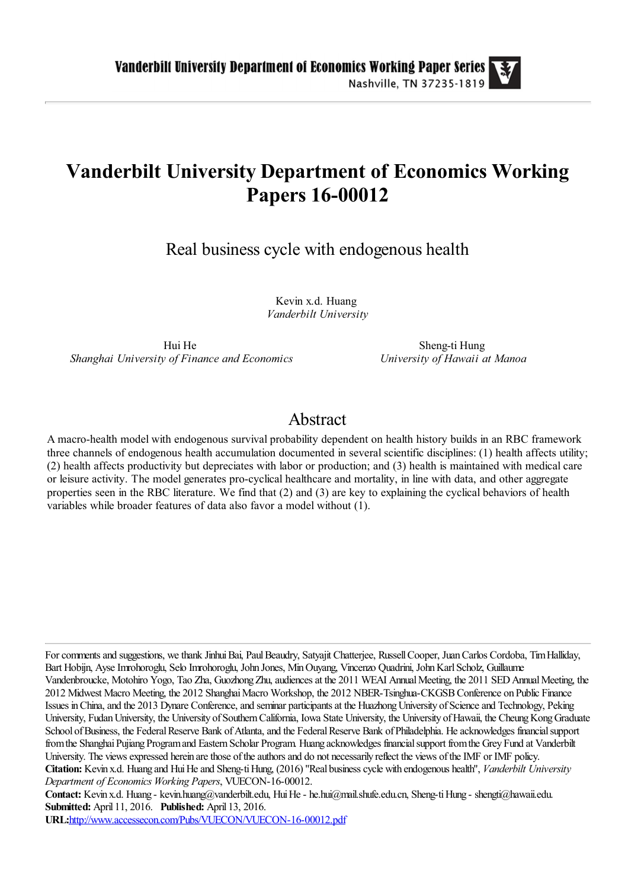# Vanderbilt University Department of Economics Working Papers 16-00012

## Real business cycle with endogenous health

Kevin x.d. Huang
*Vanderbilt University*

Hui He
*Shanghai University of Finance and Economics*

Sheng-ti Hung
*University of Hawaii at Manoa*

## Abstract

A macro-health model with endogenous survival probability dependent on health history builds in an RBC framework three channels of endogenous health accumulation documented in several scientific disciplines: (1) health affects utility; (2) health affects productivity but depreciates with labor or production; and (3) health is maintained with medical care or leisure activity. The model generates pro-cyclical healthcare and mortality, in line with data, and other aggregate properties seen in the RBC literature. We find that (2) and (3) are key to explaining the cyclical behaviors of health variables while broader features of data also favor a model without (1).

---

For comments and suggestions, we thank Jinhui Bai, Paul Beaudry, Satyajit Chatterjee, Russell Cooper, Juan Carlos Cordoba, Tim Halliday, Bart Hobijn, Ayse Imrohoroglu, Selo Imrohoroglu, John Jones, Min Ouyang, Vincenzo Quadrini, John Karl Scholz, Guillaume Vandenbroucke, Motohiro Yogo, Tao Zha, Guozhong Zhu, audiences at the 2011 WEAI Annual Meeting, the 2011 SED Annual Meeting, the 2012 Midwest Macro Meeting, the 2012 Shanghai Macro Workshop, the 2012 NBER-Tsinghua-CKGSB Conference on Public Finance Issues in China, and the 2013 Dynare Conference, and seminar participants at the Huazhong University of Science and Technology, Peking University, Fudan University, the University of Southern California, Iowa State University, the University of Hawaii, the Cheung Kong Graduate School of Business, the Federal Reserve Bank of Atlanta, and the Federal Reserve Bank of Philadelphia. He acknowledges financial support from the Shanghai Pujiang Program and Eastern Scholar Program. Huang acknowledges financial support from the Grey Fund at Vanderbilt University. The views expressed herein are those of the authors and do not necessarily reflect the views of the IMF or IMF policy.

**Citation:** Kevin x.d. Huang and Hui He and Sheng-ti Hung, (2016) "Real business cycle with endogenous health", *Vanderbilt University Department of Economics Working Papers*, VUECON-16-00012.

**Contact:** Kevin x.d. Huang - kevin.huang@vanderbilt.edu, Hui He - he.hui@mail.shufe.edu.cn, Sheng-ti Hung - shengti@hawaii.edu.

**Submitted:** April 11, 2016. **Published:** April 13, 2016.

**URL:**http://www.accessecon.com/Pubs/VUECON/VUECON-16-00012.pdf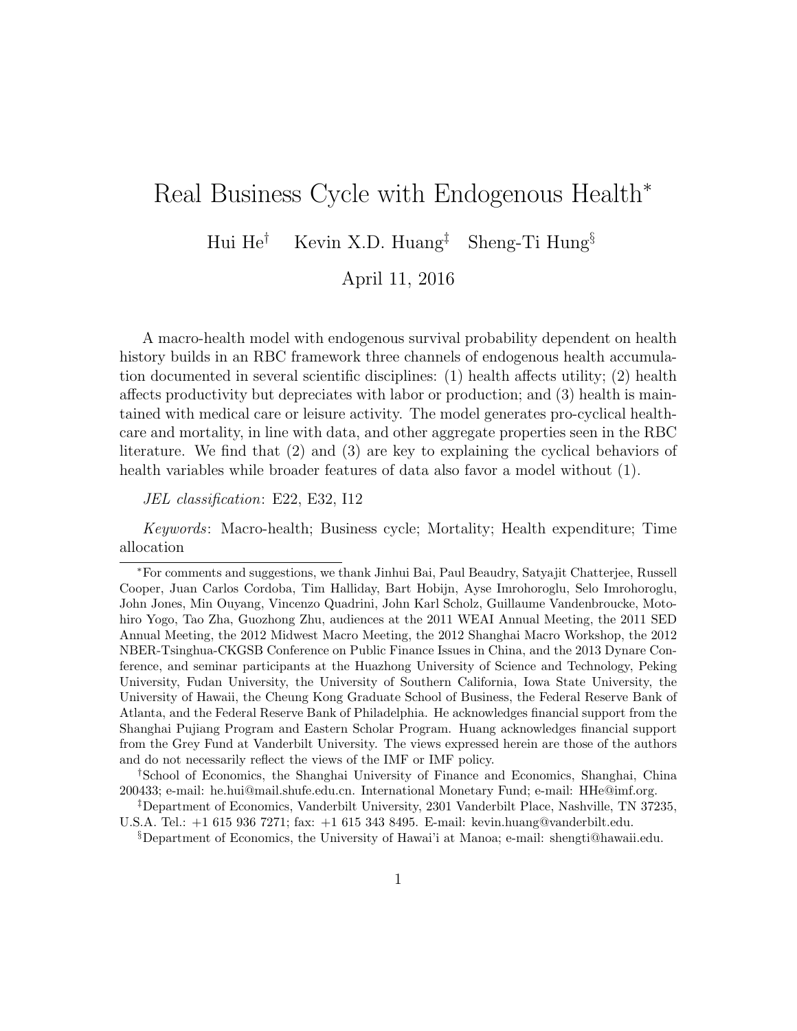# Real Business Cycle with Endogenous Health[*]

Hui He[†] Kevin X.D. Huang[‡] Sheng-Ti Hung[§]

April 11, 2016

A macro-health model with endogenous survival probability dependent on health history builds in an RBC framework three channels of endogenous health accumulation documented in several scientific disciplines: (1) health affects utility; (2) health affects productivity but depreciates with labor or production; and (3) health is maintained with medical care or leisure activity. The model generates pro-cyclical health-care and mortality, in line with data, and other aggregate properties seen in the RBC literature. We find that (2) and (3) are key to explaining the cyclical behaviors of health variables while broader features of data also favor a model without (1).

*JEL classification*: E22, E32, I12

*Keywords*: Macro-health; Business cycle; Mortality; Health expenditure; Time allocation

---

[*]For comments and suggestions, we thank Jinhui Bai, Paul Beaudry, Satyajit Chatterjee, Russell Cooper, Juan Carlos Cordoba, Tim Halliday, Bart Hobijn, Ayse Imrohoroglu, Selo Imrohoroglu, John Jones, Min Ouyang, Vincenzo Quadrini, John Karl Scholz, Guillaume Vandenbroucke, Motohiro Yogo, Tao Zha, Guozhong Zhu, audiences at the 2011 WEAI Annual Meeting, the 2011 SED Annual Meeting, the 2012 Midwest Macro Meeting, the 2012 Shanghai Macro Workshop, the 2012 NBER-Tsinghua-CKGSB Conference on Public Finance Issues in China, and the 2013 Dynare Conference, and seminar participants at the Huazhong University of Science and Technology, Peking University, Fudan University, the University of Southern California, Iowa State University, the University of Hawaii, the Cheung Kong Graduate School of Business, the Federal Reserve Bank of Atlanta, and the Federal Reserve Bank of Philadelphia. He acknowledges financial support from the Shanghai Pujiang Program and Eastern Scholar Program. Huang acknowledges financial support from the Grey Fund at Vanderbilt University. The views expressed herein are those of the authors and do not necessarily reflect the views of the IMF or IMF policy.

[†]School of Economics, the Shanghai University of Finance and Economics, Shanghai, China 200433; e-mail: he.hui@mail.shufe.edu.cn. International Monetary Fund; e-mail: HHe@imf.org.

[‡]Department of Economics, Vanderbilt University, 2301 Vanderbilt Place, Nashville, TN 37235, U.S.A. Tel.: +1 615 936 7271; fax: +1 615 343 8495. E-mail: kevin.huang@vanderbilt.edu.

[§]Department of Economics, the University of Hawai'i at Manoa; e-mail: shengti@hawaii.edu.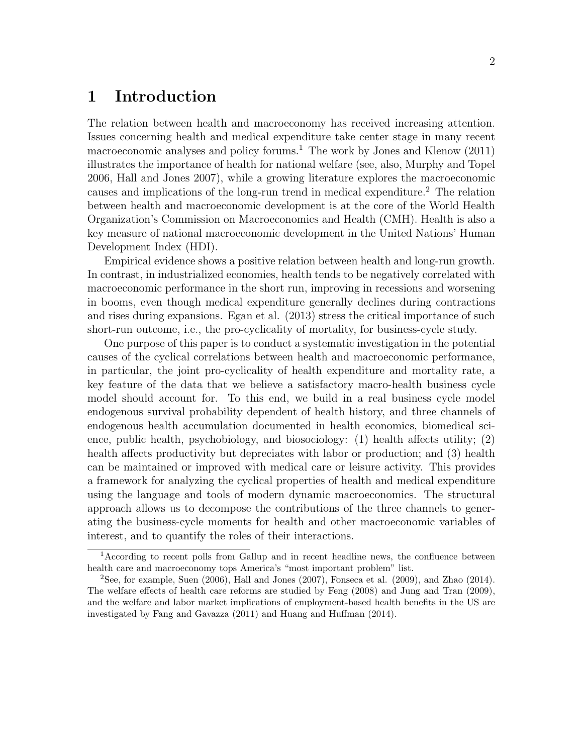# 1 Introduction

The relation between health and macroeconomy has received increasing attention. Issues concerning health and medical expenditure take center stage in many recent macroeconomic analyses and policy forums.[1] The work by Jones and Klenow (2011) illustrates the importance of health for national welfare (see, also, Murphy and Topel 2006, Hall and Jones 2007), while a growing literature explores the macroeconomic causes and implications of the long-run trend in medical expenditure.[2] The relation between health and macroeconomic development is at the core of the World Health Organization's Commission on Macroeconomics and Health (CMH). Health is also a key measure of national macroeconomic development in the United Nations' Human Development Index (HDI).

Empirical evidence shows a positive relation between health and long-run growth. In contrast, in industrialized economies, health tends to be negatively correlated with macroeconomic performance in the short run, improving in recessions and worsening in booms, even though medical expenditure generally declines during contractions and rises during expansions. Egan et al. (2013) stress the critical importance of such short-run outcome, i.e., the pro-cyclicality of mortality, for business-cycle study.

One purpose of this paper is to conduct a systematic investigation in the potential causes of the cyclical correlations between health and macroeconomic performance, in particular, the joint pro-cyclicality of health expenditure and mortality rate, a key feature of the data that we believe a satisfactory macro-health business cycle model should account for. To this end, we build in a real business cycle model endogenous survival probability dependent of health history, and three channels of endogenous health accumulation documented in health economics, biomedical science, public health, psychobiology, and biosociology: (1) health affects utility; (2) health affects productivity but depreciates with labor or production; and (3) health can be maintained or improved with medical care or leisure activity. This provides a framework for analyzing the cyclical properties of health and medical expenditure using the language and tools of modern dynamic macroeconomics. The structural approach allows us to decompose the contributions of the three channels to generating the business-cycle moments for health and other macroeconomic variables of interest, and to quantify the roles of their interactions.

[1] According to recent polls from Gallup and in recent headline news, the confluence between health care and macroeconomy tops America's "most important problem" list.

[2] See, for example, Suen (2006), Hall and Jones (2007), Fonseca et al. (2009), and Zhao (2014). The welfare effects of health care reforms are studied by Feng (2008) and Jung and Tran (2009), and the welfare and labor market implications of employment-based health benefits in the US are investigated by Fang and Gavazza (2011) and Huang and Huffman (2014).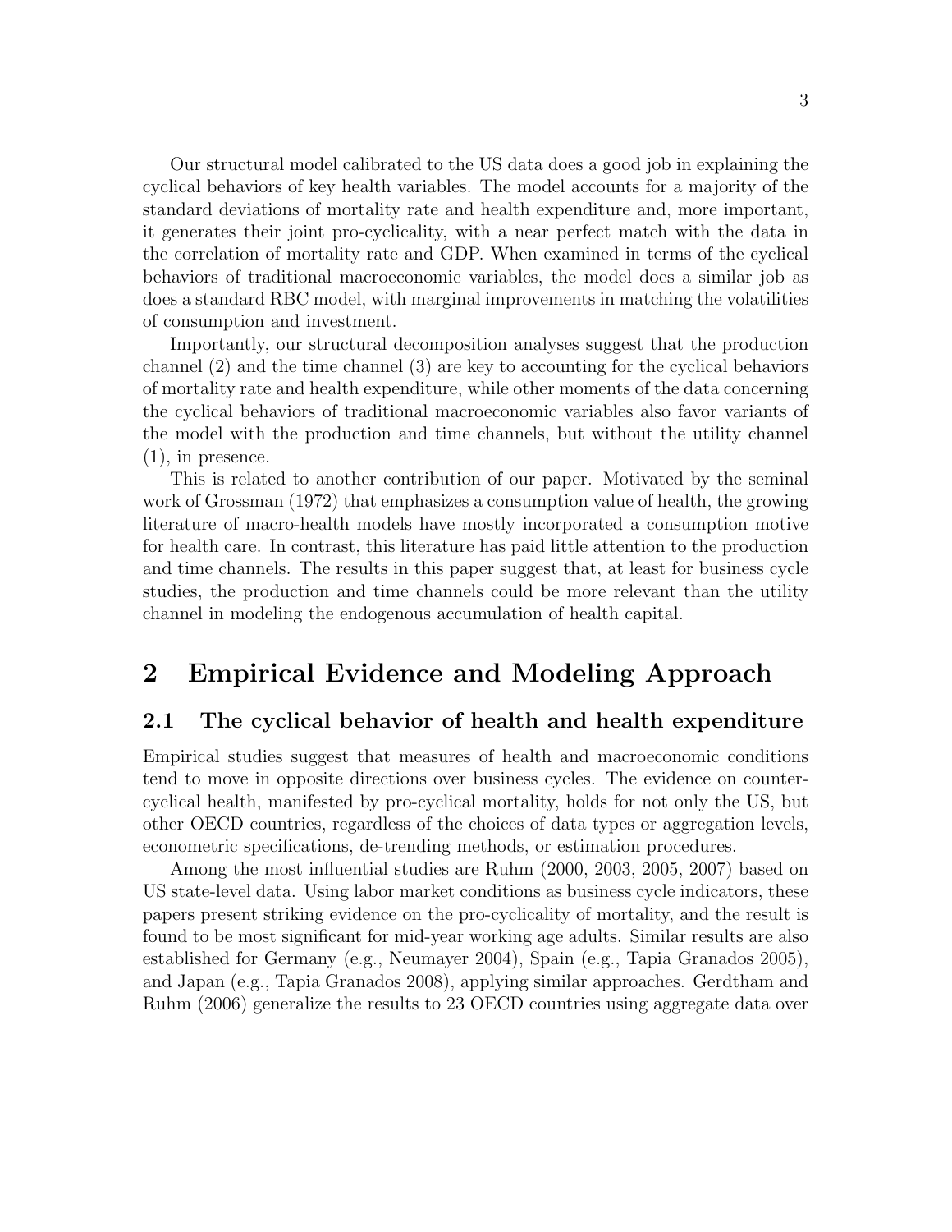Our structural model calibrated to the US data does a good job in explaining the cyclical behaviors of key health variables. The model accounts for a majority of the standard deviations of mortality rate and health expenditure and, more important, it generates their joint pro-cyclicality, with a near perfect match with the data in the correlation of mortality rate and GDP. When examined in terms of the cyclical behaviors of traditional macroeconomic variables, the model does a similar job as does a standard RBC model, with marginal improvements in matching the volatilities of consumption and investment.

Importantly, our structural decomposition analyses suggest that the production channel (2) and the time channel (3) are key to accounting for the cyclical behaviors of mortality rate and health expenditure, while other moments of the data concerning the cyclical behaviors of traditional macroeconomic variables also favor variants of the model with the production and time channels, but without the utility channel (1), in presence.

This is related to another contribution of our paper. Motivated by the seminal work of Grossman (1972) that emphasizes a consumption value of health, the growing literature of macro-health models have mostly incorporated a consumption motive for health care. In contrast, this literature has paid little attention to the production and time channels. The results in this paper suggest that, at least for business cycle studies, the production and time channels could be more relevant than the utility channel in modeling the endogenous accumulation of health capital.

# 2 Empirical Evidence and Modeling Approach

## 2.1 The cyclical behavior of health and health expenditure

Empirical studies suggest that measures of health and macroeconomic conditions tend to move in opposite directions over business cycles. The evidence on counter-cyclical health, manifested by pro-cyclical mortality, holds for not only the US, but other OECD countries, regardless of the choices of data types or aggregation levels, econometric specifications, de-trending methods, or estimation procedures.

Among the most influential studies are Ruhm (2000, 2003, 2005, 2007) based on US state-level data. Using labor market conditions as business cycle indicators, these papers present striking evidence on the pro-cyclicality of mortality, and the result is found to be most significant for mid-year working age adults. Similar results are also established for Germany (e.g., Neumayer 2004), Spain (e.g., Tapia Granados 2005), and Japan (e.g., Tapia Granados 2008), applying similar approaches. Gerdtham and Ruhm (2006) generalize the results to 23 OECD countries using aggregate data over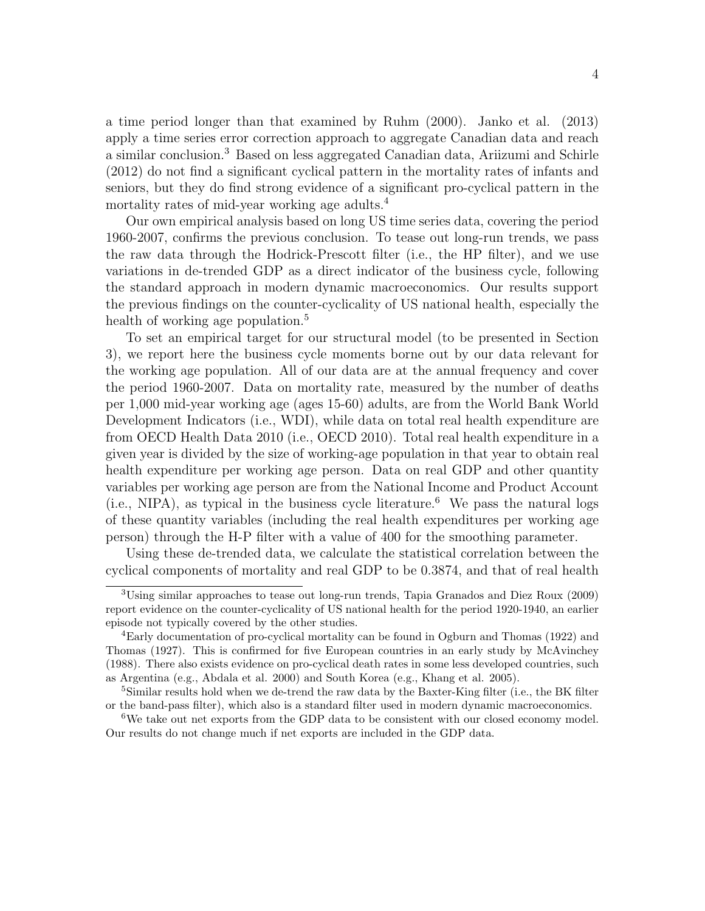a time period longer than that examined by Ruhm (2000). Janko et al. (2013) apply a time series error correction approach to aggregate Canadian data and reach a similar conclusion.[3] Based on less aggregated Canadian data, Ariizumi and Schirle (2012) do not find a significant cyclical pattern in the mortality rates of infants and seniors, but they do find strong evidence of a significant pro-cyclical pattern in the mortality rates of mid-year working age adults.[4]

Our own empirical analysis based on long US time series data, covering the period 1960-2007, confirms the previous conclusion. To tease out long-run trends, we pass the raw data through the Hodrick-Prescott filter (i.e., the HP filter), and we use variations in de-trended GDP as a direct indicator of the business cycle, following the standard approach in modern dynamic macroeconomics. Our results support the previous findings on the counter-cyclicality of US national health, especially the health of working age population.[5]

To set an empirical target for our structural model (to be presented in Section 3), we report here the business cycle moments borne out by our data relevant for the working age population. All of our data are at the annual frequency and cover the period 1960-2007. Data on mortality rate, measured by the number of deaths per 1,000 mid-year working age (ages 15-60) adults, are from the World Bank World Development Indicators (i.e., WDI), while data on total real health expenditure are from OECD Health Data 2010 (i.e., OECD 2010). Total real health expenditure in a given year is divided by the size of working-age population in that year to obtain real health expenditure per working age person. Data on real GDP and other quantity variables per working age person are from the National Income and Product Account (i.e., NIPA), as typical in the business cycle literature.[6] We pass the natural logs of these quantity variables (including the real health expenditures per working age person) through the H-P filter with a value of 400 for the smoothing parameter.

Using these de-trended data, we calculate the statistical correlation between the cyclical components of mortality and real GDP to be 0.3874, and that of real health

---

[3] Using similar approaches to tease out long-run trends, Tapia Granados and Diez Roux (2009) report evidence on the counter-cyclicality of US national health for the period 1920-1940, an earlier episode not typically covered by the other studies.

[4] Early documentation of pro-cyclical mortality can be found in Ogburn and Thomas (1922) and Thomas (1927). This is confirmed for five European countries in an early study by McAvinchey (1988). There also exists evidence on pro-cyclical death rates in some less developed countries, such as Argentina (e.g., Abdala et al. 2000) and South Korea (e.g., Khang et al. 2005).

[5] Similar results hold when we de-trend the raw data by the Baxter-King filter (i.e., the BK filter or the band-pass filter), which also is a standard filter used in modern dynamic macroeconomics.

[6] We take out net exports from the GDP data to be consistent with our closed economy model. Our results do not change much if net exports are included in the GDP data.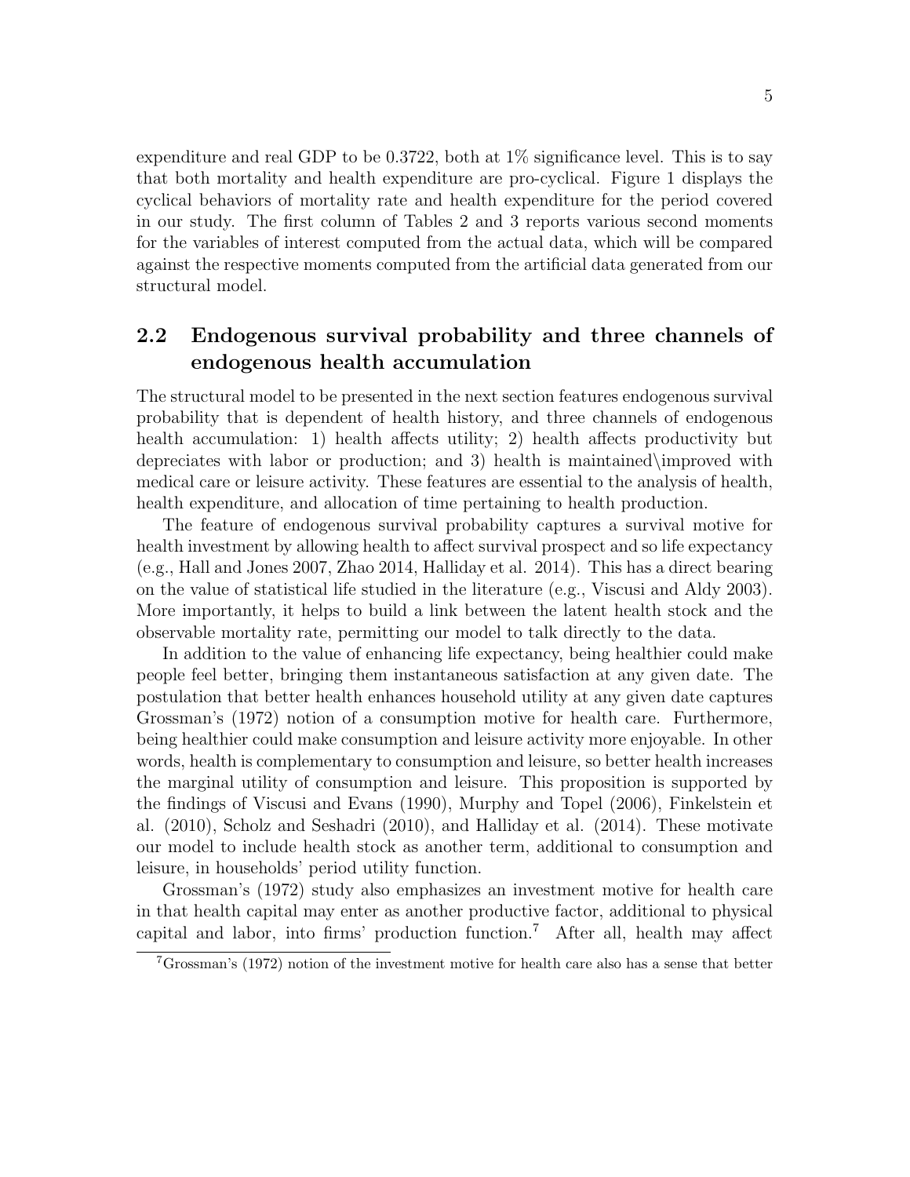expenditure and real GDP to be 0.3722, both at 1% significance level. This is to say that both mortality and health expenditure are pro-cyclical. Figure 1 displays the cyclical behaviors of mortality rate and health expenditure for the period covered in our study. The first column of Tables 2 and 3 reports various second moments for the variables of interest computed from the actual data, which will be compared against the respective moments computed from the artificial data generated from our structural model.

## 2.2 Endogenous survival probability and three channels of endogenous health accumulation

The structural model to be presented in the next section features endogenous survival probability that is dependent of health history, and three channels of endogenous health accumulation: 1) health affects utility; 2) health affects productivity but depreciates with labor or production; and 3) health is maintained\improved with medical care or leisure activity. These features are essential to the analysis of health, health expenditure, and allocation of time pertaining to health production.

The feature of endogenous survival probability captures a survival motive for health investment by allowing health to affect survival prospect and so life expectancy (e.g., Hall and Jones 2007, Zhao 2014, Halliday et al. 2014). This has a direct bearing on the value of statistical life studied in the literature (e.g., Viscusi and Aldy 2003). More importantly, it helps to build a link between the latent health stock and the observable mortality rate, permitting our model to talk directly to the data.

In addition to the value of enhancing life expectancy, being healthier could make people feel better, bringing them instantaneous satisfaction at any given date. The postulation that better health enhances household utility at any given date captures Grossman's (1972) notion of a consumption motive for health care. Furthermore, being healthier could make consumption and leisure activity more enjoyable. In other words, health is complementary to consumption and leisure, so better health increases the marginal utility of consumption and leisure. This proposition is supported by the findings of Viscusi and Evans (1990), Murphy and Topel (2006), Finkelstein et al. (2010), Scholz and Seshadri (2010), and Halliday et al. (2014). These motivate our model to include health stock as another term, additional to consumption and leisure, in households' period utility function.

Grossman's (1972) study also emphasizes an investment motive for health care in that health capital may enter as another productive factor, additional to physical capital and labor, into firms' production function.[7] After all, health may affect

[7]Grossman's (1972) notion of the investment motive for health care also has a sense that better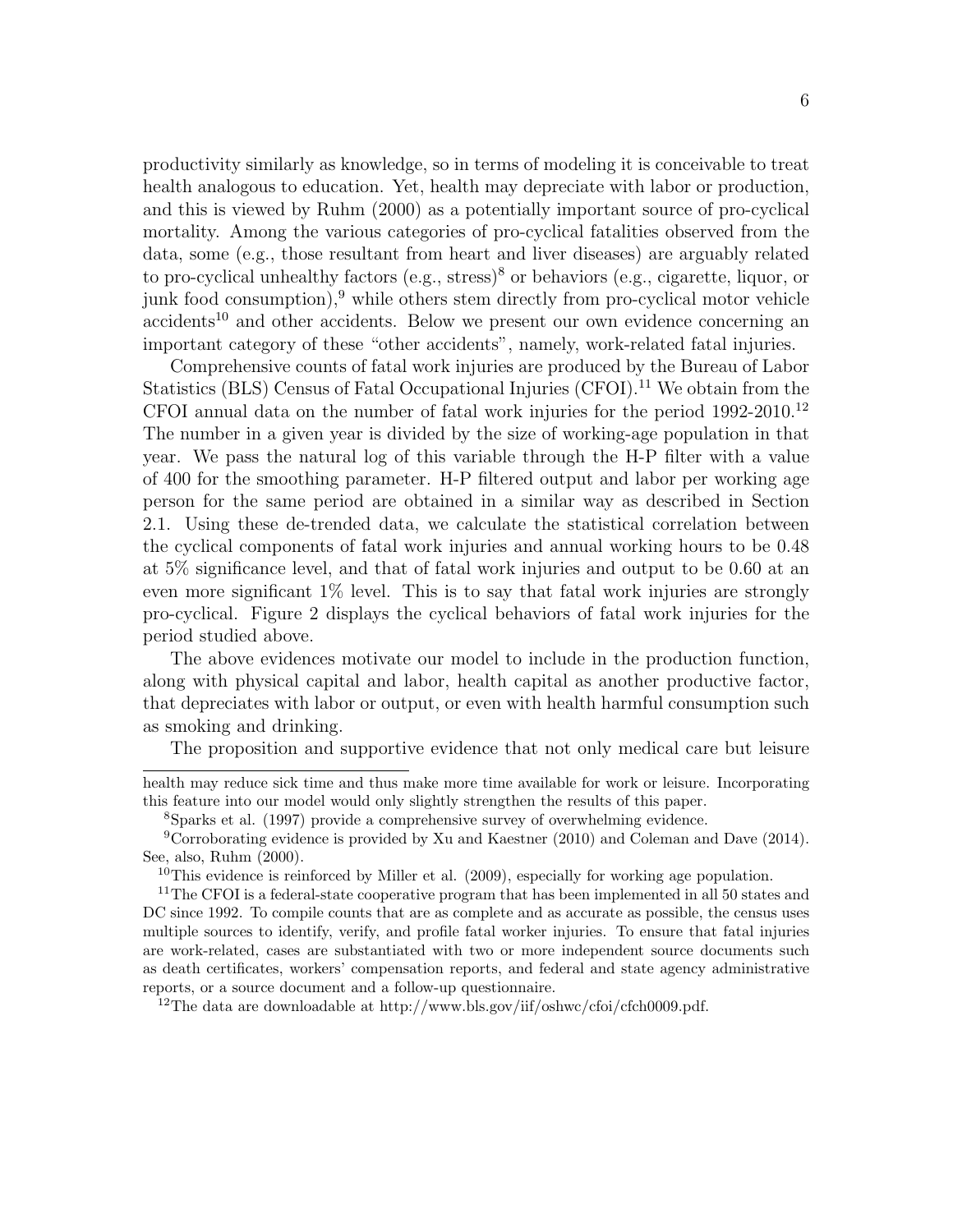productivity similarly as knowledge, so in terms of modeling it is conceivable to treat health analogous to education. Yet, health may depreciate with labor or production, and this is viewed by Ruhm (2000) as a potentially important source of pro-cyclical mortality. Among the various categories of pro-cyclical fatalities observed from the data, some (e.g., those resultant from heart and liver diseases) are arguably related to pro-cyclical unhealthy factors (e.g., stress)[8] or behaviors (e.g., cigarette, liquor, or junk food consumption),[9] while others stem directly from pro-cyclical motor vehicle accidents[10] and other accidents. Below we present our own evidence concerning an important category of these "other accidents", namely, work-related fatal injuries.

Comprehensive counts of fatal work injuries are produced by the Bureau of Labor Statistics (BLS) Census of Fatal Occupational Injuries (CFOI).[11] We obtain from the CFOI annual data on the number of fatal work injuries for the period 1992-2010.[12] The number in a given year is divided by the size of working-age population in that year. We pass the natural log of this variable through the H-P filter with a value of 400 for the smoothing parameter. H-P filtered output and labor per working age person for the same period are obtained in a similar way as described in Section 2.1. Using these de-trended data, we calculate the statistical correlation between the cyclical components of fatal work injuries and annual working hours to be 0.48 at 5% significance level, and that of fatal work injuries and output to be 0.60 at an even more significant 1% level. This is to say that fatal work injuries are strongly pro-cyclical. Figure 2 displays the cyclical behaviors of fatal work injuries for the period studied above.

The above evidences motivate our model to include in the production function, along with physical capital and labor, health capital as another productive factor, that depreciates with labor or output, or even with health harmful consumption such as smoking and drinking.

The proposition and supportive evidence that not only medical care but leisure

health may reduce sick time and thus make more time available for work or leisure. Incorporating this feature into our model would only slightly strengthen the results of this paper.

[8] Sparks et al. (1997) provide a comprehensive survey of overwhelming evidence.

[9] Corroborating evidence is provided by Xu and Kaestner (2010) and Coleman and Dave (2014). See, also, Ruhm (2000).

[10] This evidence is reinforced by Miller et al. (2009), especially for working age population.

[11] The CFOI is a federal-state cooperative program that has been implemented in all 50 states and DC since 1992. To compile counts that are as complete and as accurate as possible, the census uses multiple sources to identify, verify, and profile fatal worker injuries. To ensure that fatal injuries are work-related, cases are substantiated with two or more independent source documents such as death certificates, workers' compensation reports, and federal and state agency administrative reports, or a source document and a follow-up questionnaire.

[12] The data are downloadable at http://www.bls.gov/iif/oshwc/cfoi/cfch0009.pdf.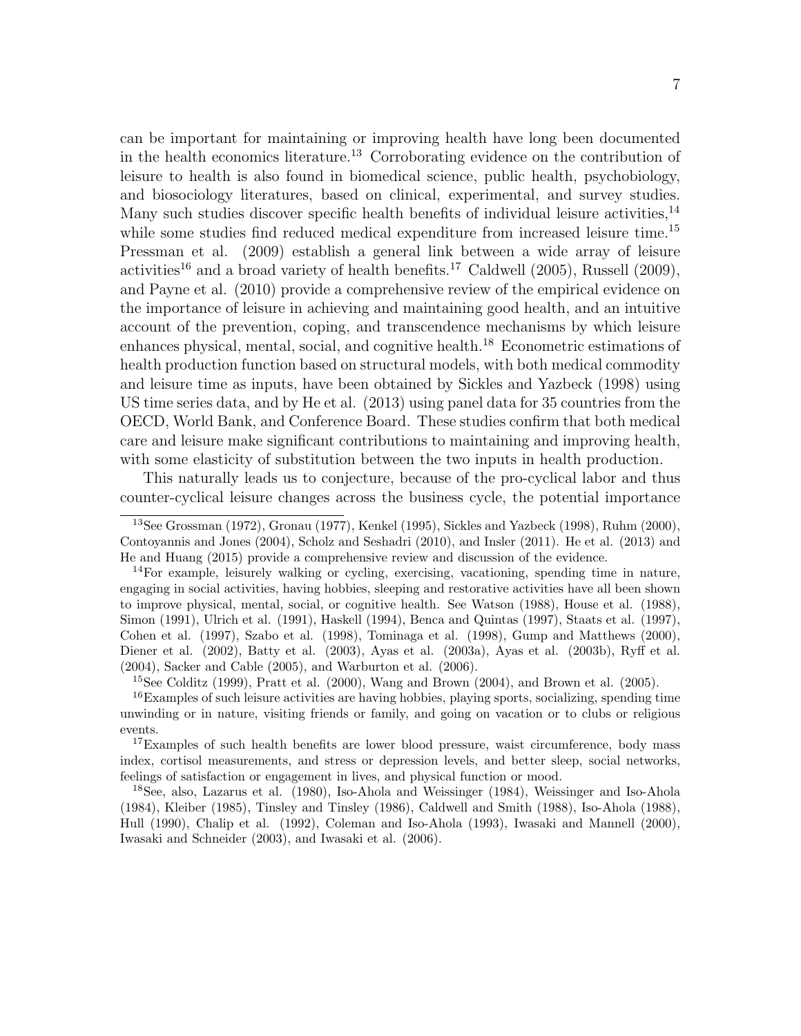can be important for maintaining or improving health have long been documented in the health economics literature.[13] Corroborating evidence on the contribution of leisure to health is also found in biomedical science, public health, psychobiology, and biosociology literatures, based on clinical, experimental, and survey studies. Many such studies discover specific health benefits of individual leisure activities,[14] while some studies find reduced medical expenditure from increased leisure time.[15] Pressman et al. (2009) establish a general link between a wide array of leisure activities[16] and a broad variety of health benefits.[17] Caldwell (2005), Russell (2009), and Payne et al. (2010) provide a comprehensive review of the empirical evidence on the importance of leisure in achieving and maintaining good health, and an intuitive account of the prevention, coping, and transcendence mechanisms by which leisure enhances physical, mental, social, and cognitive health.[18] Econometric estimations of health production function based on structural models, with both medical commodity and leisure time as inputs, have been obtained by Sickles and Yazbeck (1998) using US time series data, and by He et al. (2013) using panel data for 35 countries from the OECD, World Bank, and Conference Board. These studies confirm that both medical care and leisure make significant contributions to maintaining and improving health, with some elasticity of substitution between the two inputs in health production.

This naturally leads us to conjecture, because of the pro-cyclical labor and thus counter-cyclical leisure changes across the business cycle, the potential importance

[13]See Grossman (1972), Gronau (1977), Kenkel (1995), Sickles and Yazbeck (1998), Ruhm (2000), Contoyannis and Jones (2004), Scholz and Seshadri (2010), and Insler (2011). He et al. (2013) and He and Huang (2015) provide a comprehensive review and discussion of the evidence.

[14]For example, leisurely walking or cycling, exercising, vacationing, spending time in nature, engaging in social activities, having hobbies, sleeping and restorative activities have all been shown to improve physical, mental, social, or cognitive health. See Watson (1988), House et al. (1988), Simon (1991), Ulrich et al. (1991), Haskell (1994), Benca and Quintas (1997), Staats et al. (1997), Cohen et al. (1997), Szabo et al. (1998), Tominaga et al. (1998), Gump and Matthews (2000), Diener et al. (2002), Batty et al. (2003), Ayas et al. (2003a), Ayas et al. (2003b), Ryff et al. (2004), Sacker and Cable (2005), and Warburton et al. (2006).

[15]See Colditz (1999), Pratt et al. (2000), Wang and Brown (2004), and Brown et al. (2005).

[16]Examples of such leisure activities are having hobbies, playing sports, socializing, spending time unwinding or in nature, visiting friends or family, and going on vacation or to clubs or religious events.

[17]Examples of such health benefits are lower blood pressure, waist circumference, body mass index, cortisol measurements, and stress or depression levels, and better sleep, social networks, feelings of satisfaction or engagement in lives, and physical function or mood.

[18]See, also, Lazarus et al. (1980), Iso-Ahola and Weissinger (1984), Weissinger and Iso-Ahola (1984), Kleiber (1985), Tinsley and Tinsley (1986), Caldwell and Smith (1988), Iso-Ahola (1988), Hull (1990), Chalip et al. (1992), Coleman and Iso-Ahola (1993), Iwasaki and Mannell (2000), Iwasaki and Schneider (2003), and Iwasaki et al. (2006).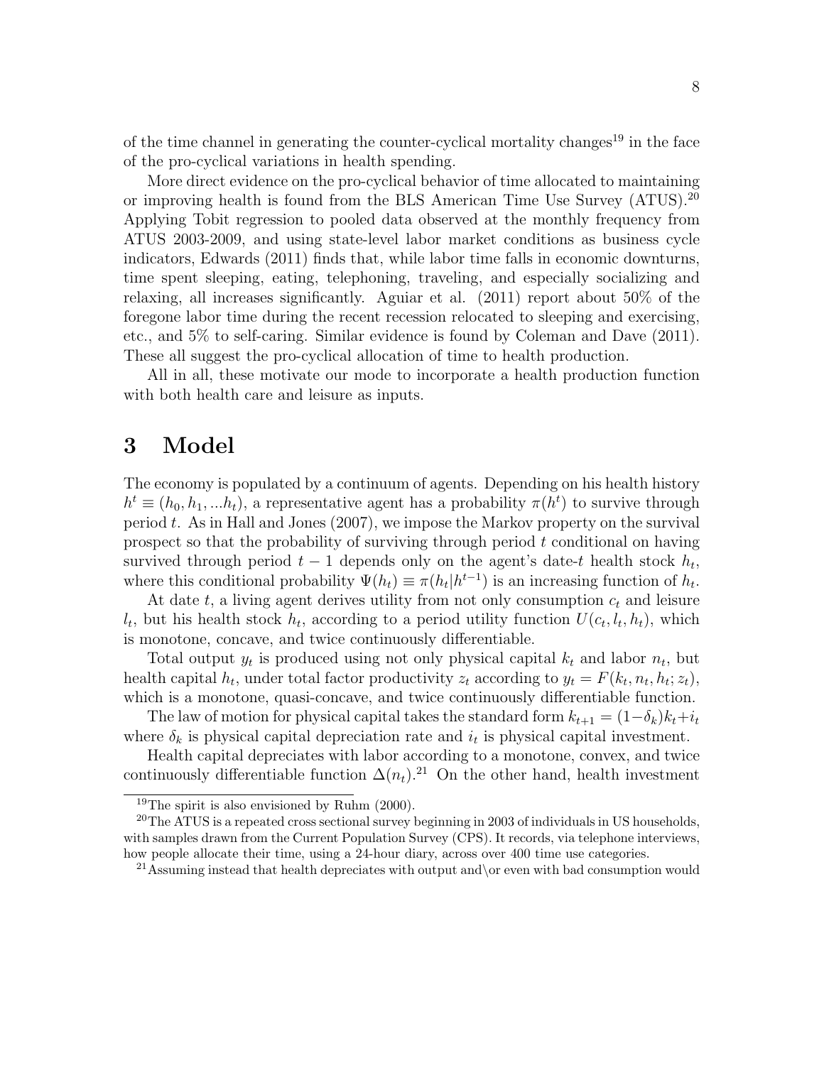of the time channel in generating the counter-cyclical mortality changes[19] in the face of the pro-cyclical variations in health spending.

More direct evidence on the pro-cyclical behavior of time allocated to maintaining or improving health is found from the BLS American Time Use Survey (ATUS).[20] Applying Tobit regression to pooled data observed at the monthly frequency from ATUS 2003-2009, and using state-level labor market conditions as business cycle indicators, Edwards (2011) finds that, while labor time falls in economic downturns, time spent sleeping, eating, telephoning, traveling, and especially socializing and relaxing, all increases significantly. Aguiar et al. (2011) report about 50% of the foregone labor time during the recent recession relocated to sleeping and exercising, etc., and 5% to self-caring. Similar evidence is found by Coleman and Dave (2011). These all suggest the pro-cyclical allocation of time to health production.

All in all, these motivate our mode to incorporate a health production function with both health care and leisure as inputs.

# 3 Model

The economy is populated by a continuum of agents. Depending on his health history $h^t \equiv (h_0, h_1, ...h_t)$, a representative agent has a probability $\pi(h^t)$ to survive through period $t$. As in Hall and Jones (2007), we impose the Markov property on the survival prospect so that the probability of surviving through period $t$ conditional on having survived through period $t-1$ depends only on the agent's date-$t$ health stock $h_t$, where this conditional probability $\Psi(h_t) \equiv \pi(h_t|h^{t-1})$ is an increasing function of $h_t$.

At date $t$, a living agent derives utility from not only consumption $c_t$ and leisure $l_t$, but his health stock $h_t$, according to a period utility function $U(c_t, l_t, h_t)$, which is monotone, concave, and twice continuously differentiable.

Total output $y_t$ is produced using not only physical capital $k_t$ and labor $n_t$, but health capital $h_t$, under total factor productivity $z_t$ according to $y_t = F(k_t, n_t, h_t; z_t)$, which is a monotone, quasi-concave, and twice continuously differentiable function.

The law of motion for physical capital takes the standard form $k_{t+1} = (1-\delta_k)k_t + i_t$ where $\delta_k$ is physical capital depreciation rate and $i_t$ is physical capital investment.

Health capital depreciates with labor according to a monotone, convex, and twice continuously differentiable function $\Delta(n_t)$.[21] On the other hand, health investment

[19] The spirit is also envisioned by Ruhm (2000).

[20] The ATUS is a repeated cross sectional survey beginning in 2003 of individuals in US households, with samples drawn from the Current Population Survey (CPS). It records, via telephone interviews, how people allocate their time, using a 24-hour diary, across over 400 time use categories.

[21] Assuming instead that health depreciates with output and\or even with bad consumption would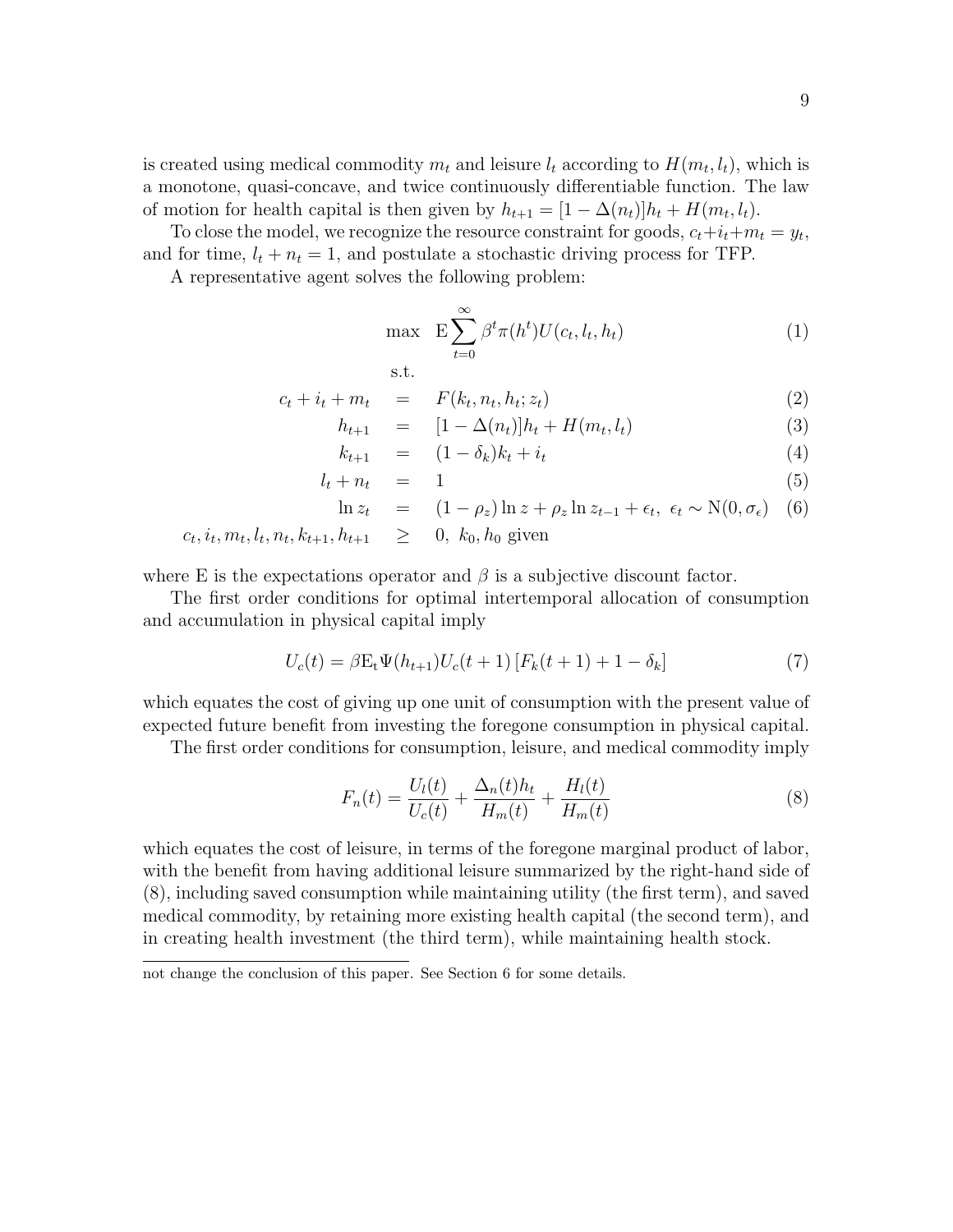is created using medical commodity $m_t$ and leisure $l_t$ according to $H(m_t, l_t)$, which is a monotone, quasi-concave, and twice continuously differentiable function. The law of motion for health capital is then given by $h_{t+1} = [1 - \Delta(n_t)]h_t + H(m_t, l_t)$.

To close the model, we recognize the resource constraint for goods, $c_t + i_t + m_t = y_t$, and for time, $l_t + n_t = 1$, and postulate a stochastic driving process for TFP.

A representative agent solves the following problem:

$$\max \quad \mathrm{E} \sum_{t=0}^{\infty} \beta^t \pi(h^t) U(c_t, l_t, h_t) \tag{1}$$

s.t.

$$
\begin{aligned}
c_t + i_t + m_t &= F(k_t, n_t, h_t; z_t) && (2)\\
h_{t+1} &= [1 - \Delta(n_t)]h_t + H(m_t, l_t) && (3)\\
k_{t+1} &= (1 - \delta_k)k_t + i_t && (4)\\
l_t + n_t &= 1 && (5)\\
\ln z_t &= (1 - \rho_z)\ln z + \rho_z \ln z_{t-1} + \epsilon_t, \ \epsilon_t \sim \mathrm{N}(0, \sigma_\epsilon) && (6)\\
c_t, i_t, m_t, l_t, n_t, k_{t+1}, h_{t+1} &\geq 0, \ k_0, h_0 \text{ given}
\end{aligned}
$$

where E is the expectations operator and $\beta$ is a subjective discount factor.

The first order conditions for optimal intertemporal allocation of consumption and accumulation in physical capital imply

$$U_c(t) = \beta \mathrm{E_t} \Psi(h_{t+1}) U_c(t+1) \left[F_k(t+1) + 1 - \delta_k\right] \tag{7}$$

which equates the cost of giving up one unit of consumption with the present value of expected future benefit from investing the foregone consumption in physical capital.

The first order conditions for consumption, leisure, and medical commodity imply

$$F_n(t) = \frac{U_l(t)}{U_c(t)} + \frac{\Delta_n(t)h_t}{H_m(t)} + \frac{H_l(t)}{H_m(t)} \tag{8}$$

which equates the cost of leisure, in terms of the foregone marginal product of labor, with the benefit from having additional leisure summarized by the right-hand side of (8), including saved consumption while maintaining utility (the first term), and saved medical commodity, by retaining more existing health capital (the second term), and in creating health investment (the third term), while maintaining health stock.

not change the conclusion of this paper. See Section 6 for some details.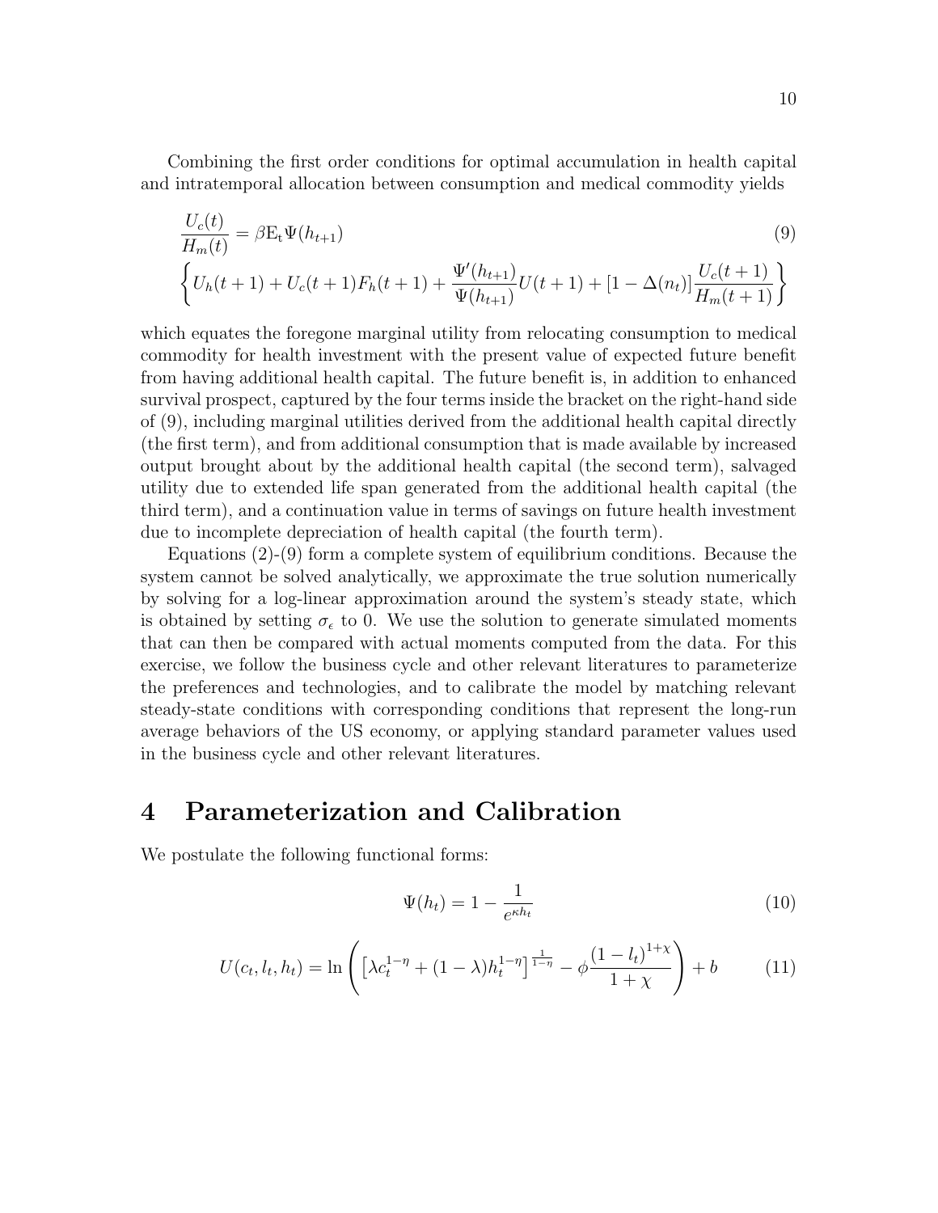Combining the first order conditions for optimal accumulation in health capital and intratemporal allocation between consumption and medical commodity yields

$$
\frac{U_c(t)}{H_m(t)} = \beta \mathrm{E_t} \Psi(h_{t+1}) \tag{9}
$$

$$
\left\{ U_h(t+1) + U_c(t+1) F_h(t+1) + \frac{\Psi'(h_{t+1})}{\Psi(h_{t+1})} U(t+1) + [1 - \Delta(n_t)] \frac{U_c(t+1)}{H_m(t+1)} \right\}
$$

which equates the foregone marginal utility from relocating consumption to medical commodity for health investment with the present value of expected future benefit from having additional health capital. The future benefit is, in addition to enhanced survival prospect, captured by the four terms inside the bracket on the right-hand side of (9), including marginal utilities derived from the additional health capital directly (the first term), and from additional consumption that is made available by increased output brought about by the additional health capital (the second term), salvaged utility due to extended life span generated from the additional health capital (the third term), and a continuation value in terms of savings on future health investment due to incomplete depreciation of health capital (the fourth term).

Equations (2)-(9) form a complete system of equilibrium conditions. Because the system cannot be solved analytically, we approximate the true solution numerically by solving for a log-linear approximation around the system's steady state, which is obtained by setting $\sigma_\epsilon$ to 0. We use the solution to generate simulated moments that can then be compared with actual moments computed from the data. For this exercise, we follow the business cycle and other relevant literatures to parameterize the preferences and technologies, and to calibrate the model by matching relevant steady-state conditions with corresponding conditions that represent the long-run average behaviors of the US economy, or applying standard parameter values used in the business cycle and other relevant literatures.

# 4 Parameterization and Calibration

We postulate the following functional forms:

$$
\Psi(h_t) = 1 - \frac{1}{e^{\kappa h_t}} \tag{10}
$$

$$
U(c_t, l_t, h_t) = \ln \left( \left[ \lambda c_t^{1-\eta} + (1-\lambda) h_t^{1-\eta} \right]^{\frac{1}{1-\eta}} - \phi \frac{(1-l_t)^{1+\chi}}{1+\chi} \right) + b \tag{11}
$$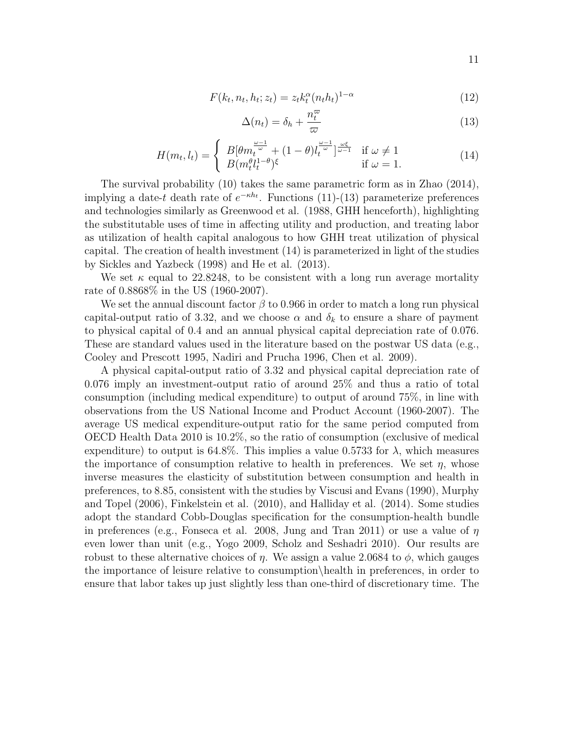$$F(k_t, n_t, h_t; z_t) = z_t k_t^{\alpha} (n_t h_t)^{1-\alpha} \tag{12}$$

$$\Delta(n_t) = \delta_h + \frac{n_t^{\varpi}}{\varpi} \tag{13}$$

$$H(m_t, l_t) = \begin{cases} B[\theta m_t^{\frac{\omega-1}{\omega}} + (1-\theta) l_t^{\frac{\omega-1}{\omega}}]^{\frac{\omega\xi}{\omega-1}} & \text{if } \omega \neq 1 \\ B(m_t^{\theta} l_t^{1-\theta})^{\xi} & \text{if } \omega = 1. \end{cases} \tag{14}$$

The survival probability (10) takes the same parametric form as in Zhao (2014), implying a date-$t$ death rate of $e^{-\kappa h_t}$. Functions (11)-(13) parameterize preferences and technologies similarly as Greenwood et al. (1988, GHH henceforth), highlighting the substitutable uses of time in affecting utility and production, and treating labor as utilization of health capital analogous to how GHH treat utilization of physical capital. The creation of health investment (14) is parameterized in light of the studies by Sickles and Yazbeck (1998) and He et al. (2013).

We set $\kappa$ equal to 22.8248, to be consistent with a long run average mortality rate of 0.8868% in the US (1960-2007).

We set the annual discount factor $\beta$ to 0.966 in order to match a long run physical capital-output ratio of 3.32, and we choose $\alpha$ and $\delta_k$ to ensure a share of payment to physical capital of 0.4 and an annual physical capital depreciation rate of 0.076. These are standard values used in the literature based on the postwar US data (e.g., Cooley and Prescott 1995, Nadiri and Prucha 1996, Chen et al. 2009).

A physical capital-output ratio of 3.32 and physical capital depreciation rate of 0.076 imply an investment-output ratio of around 25% and thus a ratio of total consumption (including medical expenditure) to output of around 75%, in line with observations from the US National Income and Product Account (1960-2007). The average US medical expenditure-output ratio for the same period computed from OECD Health Data 2010 is 10.2%, so the ratio of consumption (exclusive of medical expenditure) to output is 64.8%. This implies a value 0.5733 for $\lambda$, which measures the importance of consumption relative to health in preferences. We set $\eta$, whose inverse measures the elasticity of substitution between consumption and health in preferences, to 8.85, consistent with the studies by Viscusi and Evans (1990), Murphy and Topel (2006), Finkelstein et al. (2010), and Halliday et al. (2014). Some studies adopt the standard Cobb-Douglas specification for the consumption-health bundle in preferences (e.g., Fonseca et al. 2008, Jung and Tran 2011) or use a value of $\eta$ even lower than unit (e.g., Yogo 2009, Scholz and Seshadri 2010). Our results are robust to these alternative choices of $\eta$. We assign a value 2.0684 to $\phi$, which gauges the importance of leisure relative to consumption\health in preferences, in order to ensure that labor takes up just slightly less than one-third of discretionary time. The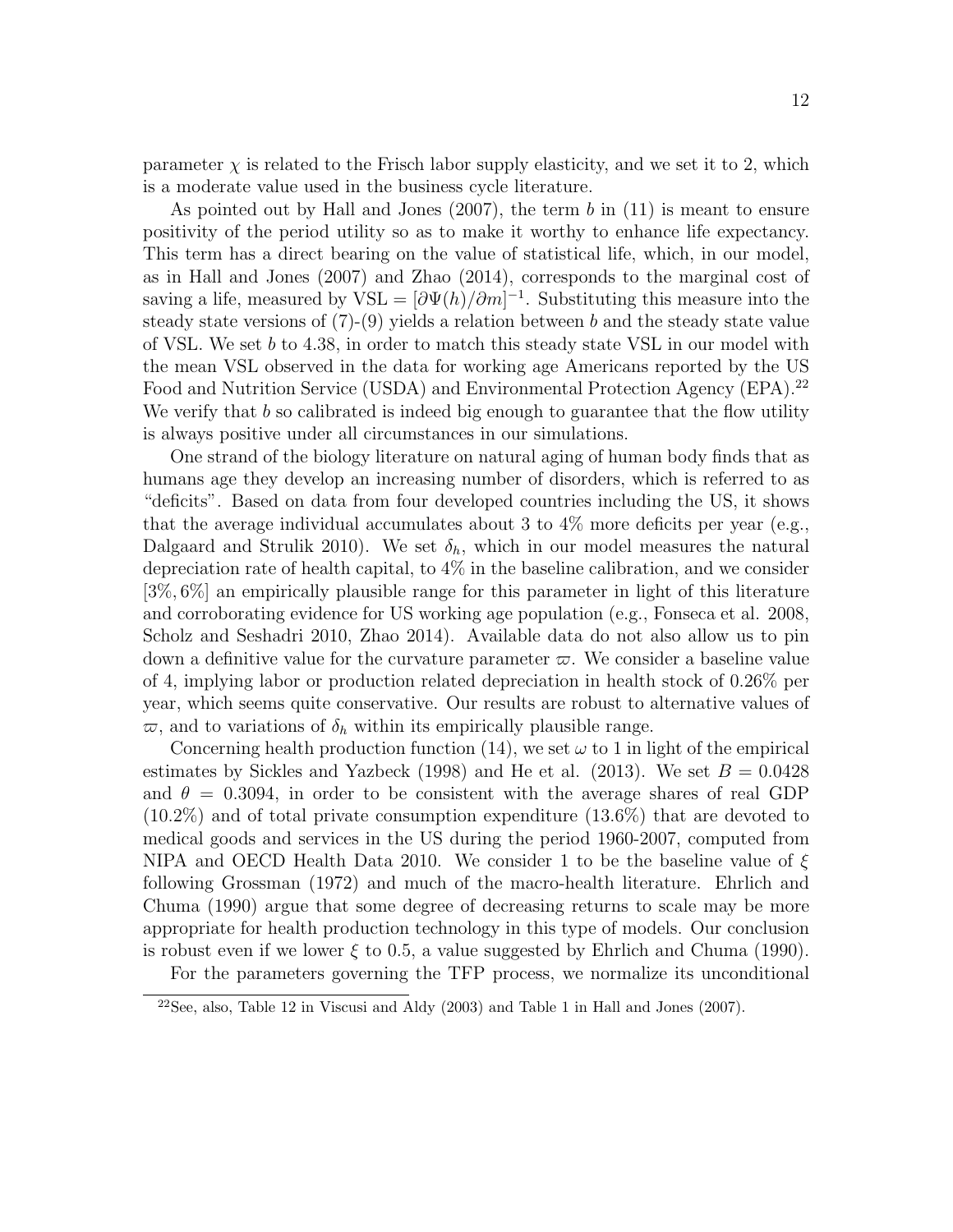parameter $\chi$ is related to the Frisch labor supply elasticity, and we set it to 2, which is a moderate value used in the business cycle literature.

As pointed out by Hall and Jones (2007), the term $b$ in (11) is meant to ensure positivity of the period utility so as to make it worthy to enhance life expectancy. This term has a direct bearing on the value of statistical life, which, in our model, as in Hall and Jones (2007) and Zhao (2014), corresponds to the marginal cost of saving a life, measured by $\text{VSL} = [\partial \Psi(h)/\partial m]^{-1}$. Substituting this measure into the steady state versions of (7)-(9) yields a relation between $b$ and the steady state value of VSL. We set $b$ to 4.38, in order to match this steady state VSL in our model with the mean VSL observed in the data for working age Americans reported by the US Food and Nutrition Service (USDA) and Environmental Protection Agency (EPA).[22] We verify that $b$ so calibrated is indeed big enough to guarantee that the flow utility is always positive under all circumstances in our simulations.

One strand of the biology literature on natural aging of human body finds that as humans age they develop an increasing number of disorders, which is referred to as "deficits". Based on data from four developed countries including the US, it shows that the average individual accumulates about 3 to 4% more deficits per year (e.g., Dalgaard and Strulik 2010). We set $\delta_h$, which in our model measures the natural depreciation rate of health capital, to 4% in the baseline calibration, and we consider $[3\%, 6\%]$ an empirically plausible range for this parameter in light of this literature and corroborating evidence for US working age population (e.g., Fonseca et al. 2008, Scholz and Seshadri 2010, Zhao 2014). Available data do not also allow us to pin down a definitive value for the curvature parameter $\varpi$. We consider a baseline value of 4, implying labor or production related depreciation in health stock of 0.26% per year, which seems quite conservative. Our results are robust to alternative values of $\varpi$, and to variations of $\delta_h$ within its empirically plausible range.

Concerning health production function (14), we set $\omega$ to 1 in light of the empirical estimates by Sickles and Yazbeck (1998) and He et al. (2013). We set $B = 0.0428$ and $\theta = 0.3094$, in order to be consistent with the average shares of real GDP (10.2%) and of total private consumption expenditure (13.6%) that are devoted to medical goods and services in the US during the period 1960-2007, computed from NIPA and OECD Health Data 2010. We consider 1 to be the baseline value of $\xi$ following Grossman (1972) and much of the macro-health literature. Ehrlich and Chuma (1990) argue that some degree of decreasing returns to scale may be more appropriate for health production technology in this type of models. Our conclusion is robust even if we lower $\xi$ to 0.5, a value suggested by Ehrlich and Chuma (1990).

For the parameters governing the TFP process, we normalize its unconditional

[22] See, also, Table 12 in Viscusi and Aldy (2003) and Table 1 in Hall and Jones (2007).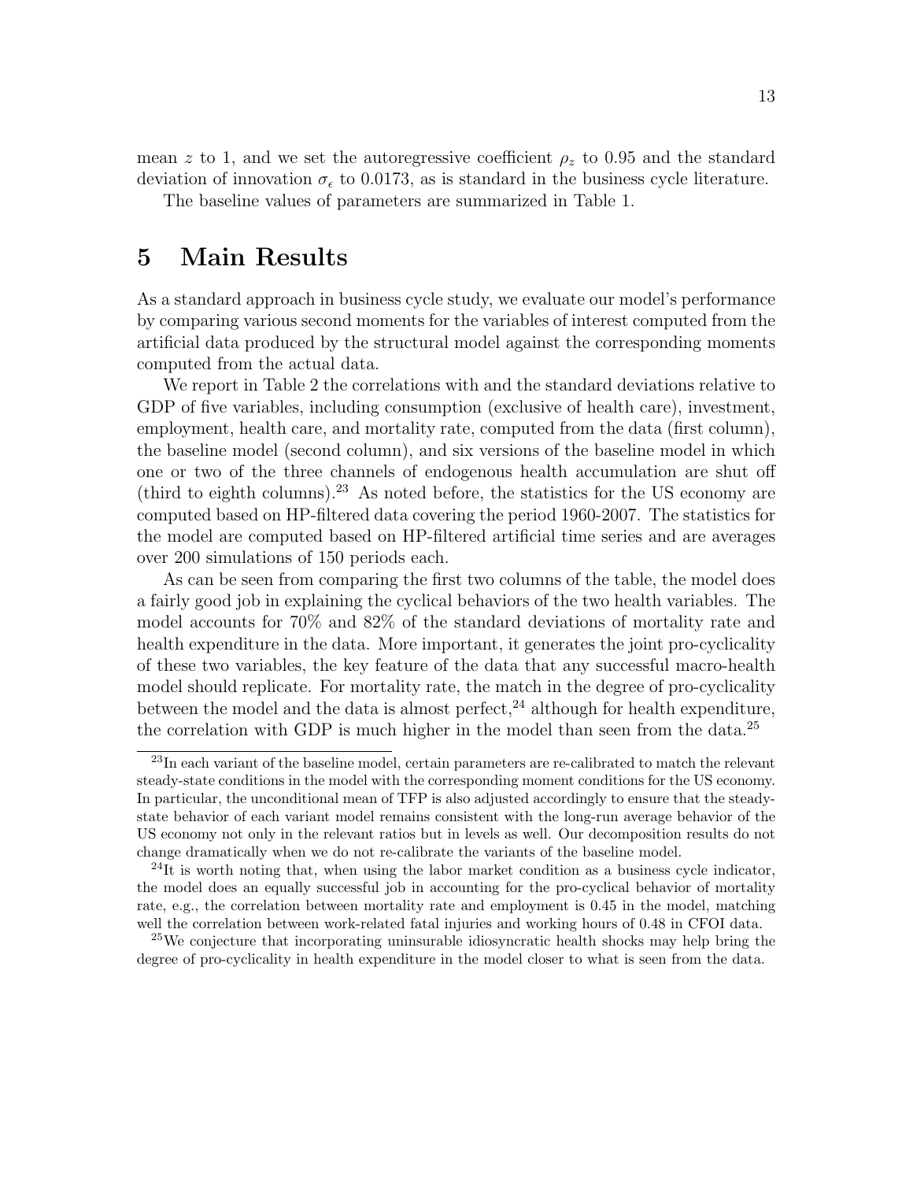mean $z$ to 1, and we set the autoregressive coefficient $\rho_z$ to 0.95 and the standard deviation of innovation $\sigma_\epsilon$ to 0.0173, as is standard in the business cycle literature.

The baseline values of parameters are summarized in Table 1.

# 5 Main Results

As a standard approach in business cycle study, we evaluate our model's performance by comparing various second moments for the variables of interest computed from the artificial data produced by the structural model against the corresponding moments computed from the actual data.

We report in Table 2 the correlations with and the standard deviations relative to GDP of five variables, including consumption (exclusive of health care), investment, employment, health care, and mortality rate, computed from the data (first column), the baseline model (second column), and six versions of the baseline model in which one or two of the three channels of endogenous health accumulation are shut off (third to eighth columns).[23] As noted before, the statistics for the US economy are computed based on HP-filtered data covering the period 1960-2007. The statistics for the model are computed based on HP-filtered artificial time series and are averages over 200 simulations of 150 periods each.

As can be seen from comparing the first two columns of the table, the model does a fairly good job in explaining the cyclical behaviors of the two health variables. The model accounts for 70% and 82% of the standard deviations of mortality rate and health expenditure in the data. More important, it generates the joint pro-cyclicality of these two variables, the key feature of the data that any successful macro-health model should replicate. For mortality rate, the match in the degree of pro-cyclicality between the model and the data is almost perfect,[24] although for health expenditure, the correlation with GDP is much higher in the model than seen from the data.[25]

[23] In each variant of the baseline model, certain parameters are re-calibrated to match the relevant steady-state conditions in the model with the corresponding moment conditions for the US economy. In particular, the unconditional mean of TFP is also adjusted accordingly to ensure that the steady-state behavior of each variant model remains consistent with the long-run average behavior of the US economy not only in the relevant ratios but in levels as well. Our decomposition results do not change dramatically when we do not re-calibrate the variants of the baseline model.

[24] It is worth noting that, when using the labor market condition as a business cycle indicator, the model does an equally successful job in accounting for the pro-cyclical behavior of mortality rate, e.g., the correlation between mortality rate and employment is 0.45 in the model, matching well the correlation between work-related fatal injuries and working hours of 0.48 in CFOI data.

[25] We conjecture that incorporating uninsurable idiosyncratic health shocks may help bring the degree of pro-cyclicality in health expenditure in the model closer to what is seen from the data.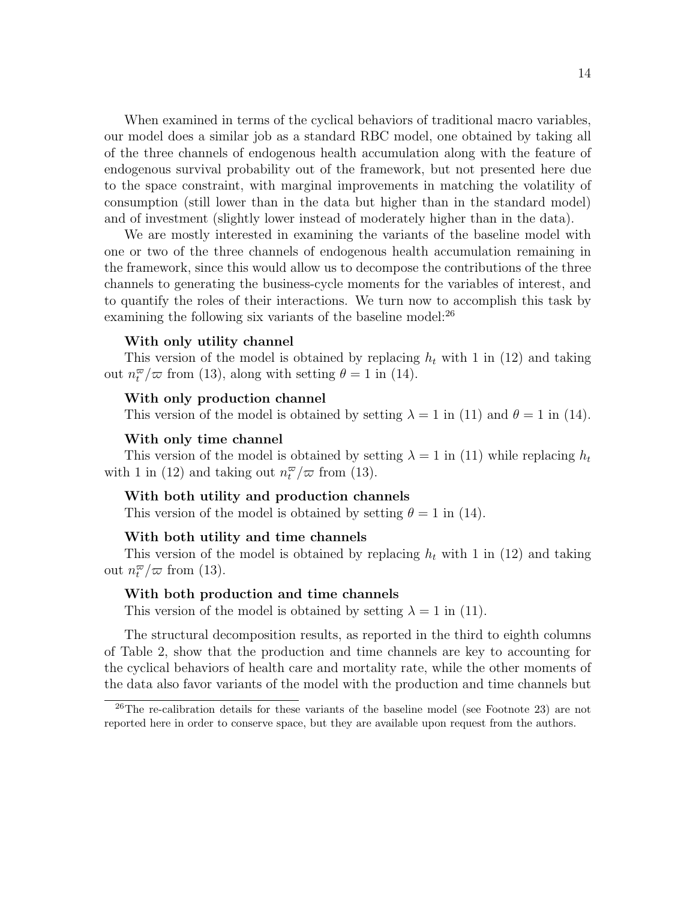When examined in terms of the cyclical behaviors of traditional macro variables, our model does a similar job as a standard RBC model, one obtained by taking all of the three channels of endogenous health accumulation along with the feature of endogenous survival probability out of the framework, but not presented here due to the space constraint, with marginal improvements in matching the volatility of consumption (still lower than in the data but higher than in the standard model) and of investment (slightly lower instead of moderately higher than in the data).

We are mostly interested in examining the variants of the baseline model with one or two of the three channels of endogenous health accumulation remaining in the framework, since this would allow us to decompose the contributions of the three channels to generating the business-cycle moments for the variables of interest, and to quantify the roles of their interactions. We turn now to accomplish this task by examining the following six variants of the baseline model:[26]

**With only utility channel**

This version of the model is obtained by replacing $h_t$ with 1 in (12) and taking out $n_t^{\varpi}/\varpi$ from (13), along with setting $\theta = 1$ in (14).

**With only production channel**

This version of the model is obtained by setting $\lambda = 1$ in (11) and $\theta = 1$ in (14).

**With only time channel**

This version of the model is obtained by setting $\lambda = 1$ in (11) while replacing $h_t$ with 1 in (12) and taking out $n_t^{\varpi}/\varpi$ from (13).

**With both utility and production channels**

This version of the model is obtained by setting $\theta = 1$ in (14).

**With both utility and time channels**

This version of the model is obtained by replacing $h_t$ with 1 in (12) and taking out $n_t^{\varpi}/\varpi$ from (13).

**With both production and time channels**

This version of the model is obtained by setting $\lambda = 1$ in (11).

The structural decomposition results, as reported in the third to eighth columns of Table 2, show that the production and time channels are key to accounting for the cyclical behaviors of health care and mortality rate, while the other moments of the data also favor variants of the model with the production and time channels but

[26] The re-calibration details for these variants of the baseline model (see Footnote 23) are not reported here in order to conserve space, but they are available upon request from the authors.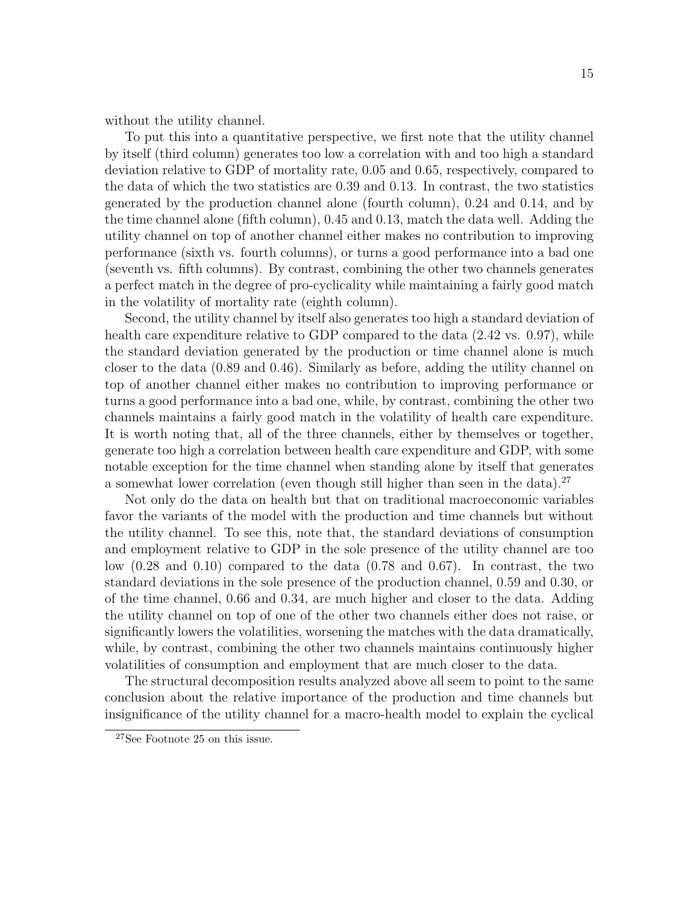without the utility channel.

To put this into a quantitative perspective, we first note that the utility channel by itself (third column) generates too low a correlation with and too high a standard deviation relative to GDP of mortality rate, 0.05 and 0.65, respectively, compared to the data of which the two statistics are 0.39 and 0.13. In contrast, the two statistics generated by the production channel alone (fourth column), 0.24 and 0.14, and by the time channel alone (fifth column), 0.45 and 0.13, match the data well. Adding the utility channel on top of another channel either makes no contribution to improving performance (sixth vs. fourth columns), or turns a good performance into a bad one (seventh vs. fifth columns). By contrast, combining the other two channels generates a perfect match in the degree of pro-cyclicality while maintaining a fairly good match in the volatility of mortality rate (eighth column).

Second, the utility channel by itself also generates too high a standard deviation of health care expenditure relative to GDP compared to the data (2.42 vs. 0.97), while the standard deviation generated by the production or time channel alone is much closer to the data (0.89 and 0.46). Similarly as before, adding the utility channel on top of another channel either makes no contribution to improving performance or turns a good performance into a bad one, while, by contrast, combining the other two channels maintains a fairly good match in the volatility of health care expenditure. It is worth noting that, all of the three channels, either by themselves or together, generate too high a correlation between health care expenditure and GDP, with some notable exception for the time channel when standing alone by itself that generates a somewhat lower correlation (even though still higher than seen in the data).[27]

Not only do the data on health but that on traditional macroeconomic variables favor the variants of the model with the production and time channels but without the utility channel. To see this, note that, the standard deviations of consumption and employment relative to GDP in the sole presence of the utility channel are too low (0.28 and 0.10) compared to the data (0.78 and 0.67). In contrast, the two standard deviations in the sole presence of the production channel, 0.59 and 0.30, or of the time channel, 0.66 and 0.34, are much higher and closer to the data. Adding the utility channel on top of one of the other two channels either does not raise, or significantly lowers the volatilities, worsening the matches with the data dramatically, while, by contrast, combining the other two channels maintains continuously higher volatilities of consumption and employment that are much closer to the data.

The structural decomposition results analyzed above all seem to point to the same conclusion about the relative importance of the production and time channels but insignificance of the utility channel for a macro-health model to explain the cyclical

[27] See Footnote 25 on this issue.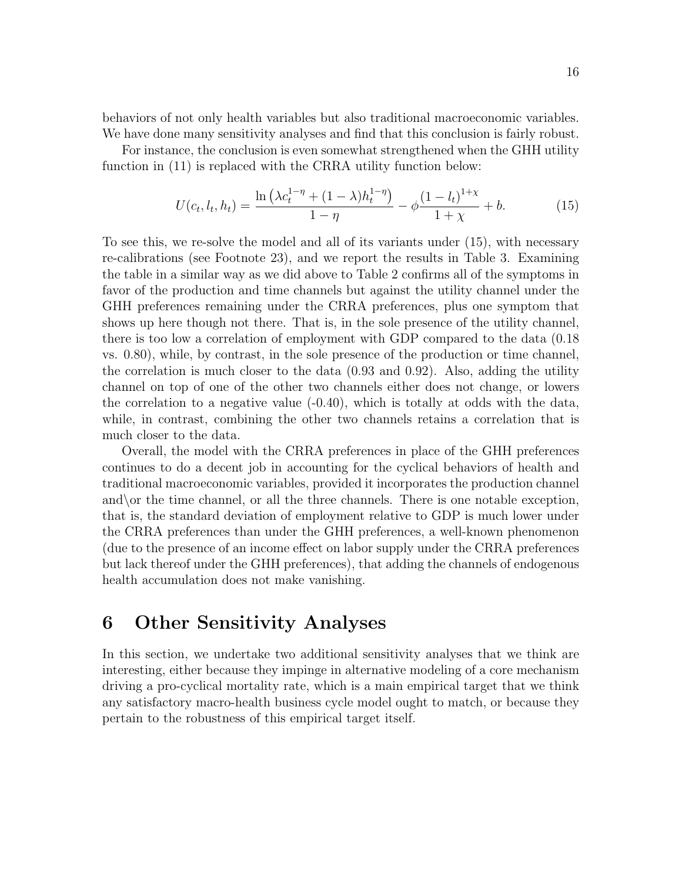behaviors of not only health variables but also traditional macroeconomic variables. We have done many sensitivity analyses and find that this conclusion is fairly robust.

For instance, the conclusion is even somewhat strengthened when the GHH utility function in (11) is replaced with the CRRA utility function below:

$$U(c_t, l_t, h_t) = \frac{\ln\left(\lambda c_t^{1-\eta} + (1-\lambda) h_t^{1-\eta}\right)}{1-\eta} - \phi \frac{(1-l_t)^{1+\chi}}{1+\chi} + b. \tag{15}$$

To see this, we re-solve the model and all of its variants under (15), with necessary re-calibrations (see Footnote 23), and we report the results in Table 3. Examining the table in a similar way as we did above to Table 2 confirms all of the symptoms in favor of the production and time channels but against the utility channel under the GHH preferences remaining under the CRRA preferences, plus one symptom that shows up here though not there. That is, in the sole presence of the utility channel, there is too low a correlation of employment with GDP compared to the data (0.18 vs. 0.80), while, by contrast, in the sole presence of the production or time channel, the correlation is much closer to the data (0.93 and 0.92). Also, adding the utility channel on top of one of the other two channels either does not change, or lowers the correlation to a negative value (-0.40), which is totally at odds with the data, while, in contrast, combining the other two channels retains a correlation that is much closer to the data.

Overall, the model with the CRRA preferences in place of the GHH preferences continues to do a decent job in accounting for the cyclical behaviors of health and traditional macroeconomic variables, provided it incorporates the production channel and\or the time channel, or all the three channels. There is one notable exception, that is, the standard deviation of employment relative to GDP is much lower under the CRRA preferences than under the GHH preferences, a well-known phenomenon (due to the presence of an income effect on labor supply under the CRRA preferences but lack thereof under the GHH preferences), that adding the channels of endogenous health accumulation does not make vanishing.

# 6 Other Sensitivity Analyses

In this section, we undertake two additional sensitivity analyses that we think are interesting, either because they impinge in alternative modeling of a core mechanism driving a pro-cyclical mortality rate, which is a main empirical target that we think any satisfactory macro-health business cycle model ought to match, or because they pertain to the robustness of this empirical target itself.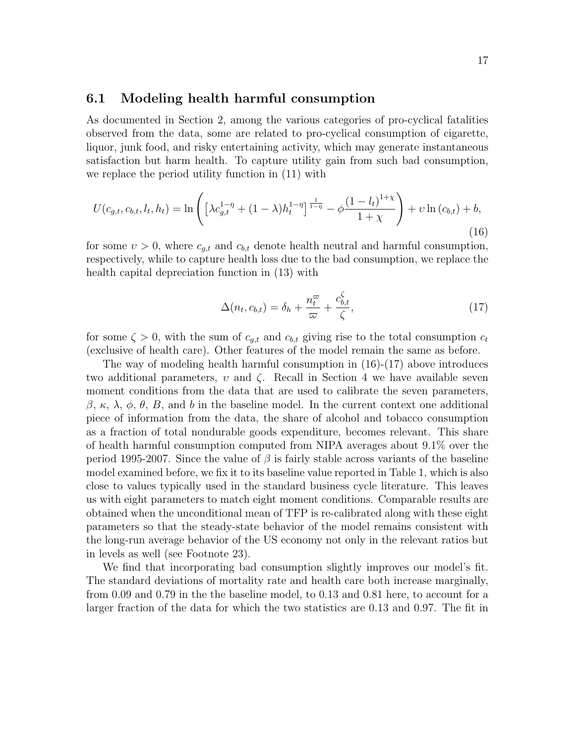### 6.1 Modeling health harmful consumption

As documented in Section 2, among the various categories of pro-cyclical fatalities observed from the data, some are related to pro-cyclical consumption of cigarette, liquor, junk food, and risky entertaining activity, which may generate instantaneous satisfaction but harm health. To capture utility gain from such bad consumption, we replace the period utility function in (11) with

$$U(c_{g,t}, c_{b,t}, l_t, h_t) = \ln\left( \left[\lambda c_{g,t}^{1-\eta} + (1-\lambda) h_t^{1-\eta}\right]^{\frac{1}{1-\eta}} - \phi \frac{(1-l_t)^{1+\chi}}{1+\chi} \right) + \upsilon \ln(c_{b,t}) + b, \tag{16}$$

for some $\upsilon > 0$, where $c_{g,t}$ and $c_{b,t}$ denote health neutral and harmful consumption, respectively, while to capture health loss due to the bad consumption, we replace the health capital depreciation function in (13) with

$$\Delta(n_t, c_{b,t}) = \delta_h + \frac{n_t^{\varpi}}{\varpi} + \frac{c_{b,t}^{\zeta}}{\zeta}, \tag{17}$$

for some $\zeta > 0$, with the sum of $c_{g,t}$ and $c_{b,t}$ giving rise to the total consumption $c_t$ (exclusive of health care). Other features of the model remain the same as before.

The way of modeling health harmful consumption in (16)-(17) above introduces two additional parameters, $\upsilon$ and $\zeta$. Recall in Section 4 we have available seven moment conditions from the data that are used to calibrate the seven parameters, $\beta$, $\kappa$, $\lambda$, $\phi$, $\theta$, $B$, and $b$ in the baseline model. In the current context one additional piece of information from the data, the share of alcohol and tobacco consumption as a fraction of total nondurable goods expenditure, becomes relevant. This share of health harmful consumption computed from NIPA averages about 9.1% over the period 1995-2007. Since the value of $\beta$ is fairly stable across variants of the baseline model examined before, we fix it to its baseline value reported in Table 1, which is also close to values typically used in the standard business cycle literature. This leaves us with eight parameters to match eight moment conditions. Comparable results are obtained when the unconditional mean of TFP is re-calibrated along with these eight parameters so that the steady-state behavior of the model remains consistent with the long-run average behavior of the US economy not only in the relevant ratios but in levels as well (see Footnote 23).

We find that incorporating bad consumption slightly improves our model's fit. The standard deviations of mortality rate and health care both increase marginally, from 0.09 and 0.79 in the the baseline model, to 0.13 and 0.81 here, to account for a larger fraction of the data for which the two statistics are 0.13 and 0.97. The fit in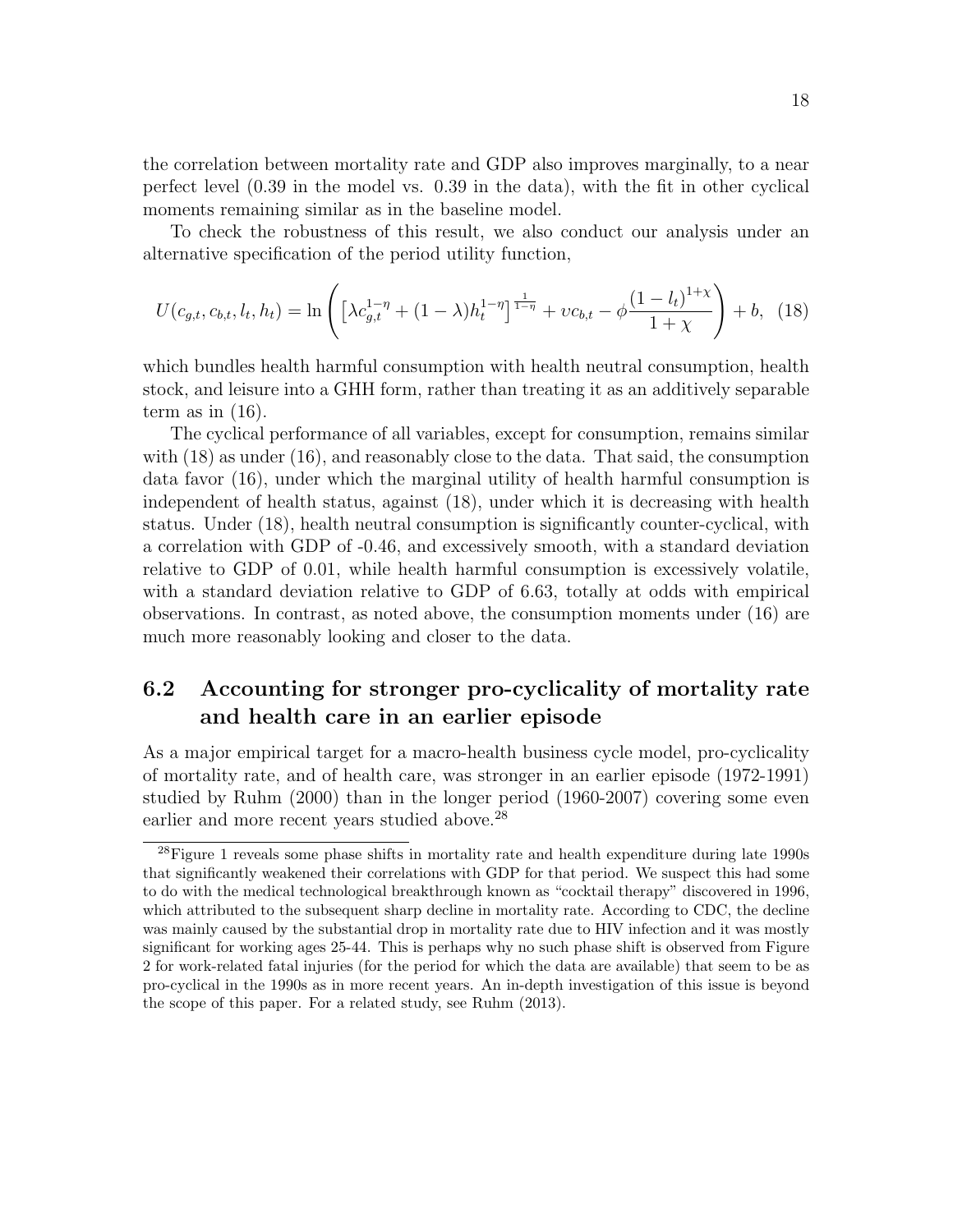the correlation between mortality rate and GDP also improves marginally, to a near perfect level (0.39 in the model vs. 0.39 in the data), with the fit in other cyclical moments remaining similar as in the baseline model.

To check the robustness of this result, we also conduct our analysis under an alternative specification of the period utility function,

$$U(c_{g,t}, c_{b,t}, l_t, h_t) = \ln\left(\left[\lambda c_{g,t}^{1-\eta} + (1-\lambda)h_t^{1-\eta}\right]^{\frac{1}{1-\eta}} + \upsilon c_{b,t} - \phi\frac{(1-l_t)^{1+\chi}}{1+\chi}\right) + b, \quad (18)$$

which bundles health harmful consumption with health neutral consumption, health stock, and leisure into a GHH form, rather than treating it as an additively separable term as in (16).

The cyclical performance of all variables, except for consumption, remains similar with (18) as under (16), and reasonably close to the data. That said, the consumption data favor (16), under which the marginal utility of health harmful consumption is independent of health status, against (18), under which it is decreasing with health status. Under (18), health neutral consumption is significantly counter-cyclical, with a correlation with GDP of -0.46, and excessively smooth, with a standard deviation relative to GDP of 0.01, while health harmful consumption is excessively volatile, with a standard deviation relative to GDP of 6.63, totally at odds with empirical observations. In contrast, as noted above, the consumption moments under (16) are much more reasonably looking and closer to the data.

## 6.2 Accounting for stronger pro-cyclicality of mortality rate and health care in an earlier episode

As a major empirical target for a macro-health business cycle model, pro-cyclicality of mortality rate, and of health care, was stronger in an earlier episode (1972-1991) studied by Ruhm (2000) than in the longer period (1960-2007) covering some even earlier and more recent years studied above.[28]

[28] Figure 1 reveals some phase shifts in mortality rate and health expenditure during late 1990s that significantly weakened their correlations with GDP for that period. We suspect this had some to do with the medical technological breakthrough known as "cocktail therapy" discovered in 1996, which attributed to the subsequent sharp decline in mortality rate. According to CDC, the decline was mainly caused by the substantial drop in mortality rate due to HIV infection and it was mostly significant for working ages 25-44. This is perhaps why no such phase shift is observed from Figure 2 for work-related fatal injuries (for the period for which the data are available) that seem to be as pro-cyclical in the 1990s as in more recent years. An in-depth investigation of this issue is beyond the scope of this paper. For a related study, see Ruhm (2013).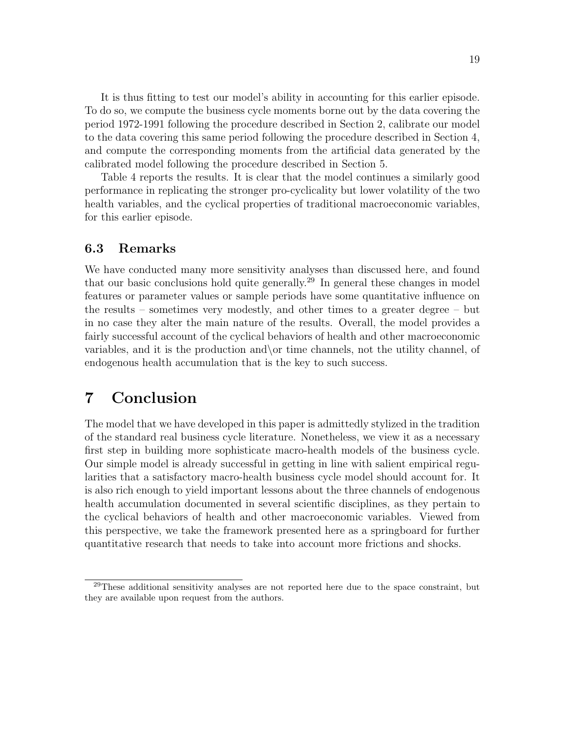It is thus fitting to test our model's ability in accounting for this earlier episode. To do so, we compute the business cycle moments borne out by the data covering the period 1972-1991 following the procedure described in Section 2, calibrate our model to the data covering this same period following the procedure described in Section 4, and compute the corresponding moments from the artificial data generated by the calibrated model following the procedure described in Section 5.

Table 4 reports the results. It is clear that the model continues a similarly good performance in replicating the stronger pro-cyclicality but lower volatility of the two health variables, and the cyclical properties of traditional macroeconomic variables, for this earlier episode.

### 6.3 Remarks

We have conducted many more sensitivity analyses than discussed here, and found that our basic conclusions hold quite generally.[29] In general these changes in model features or parameter values or sample periods have some quantitative influence on the results – sometimes very modestly, and other times to a greater degree – but in no case they alter the main nature of the results. Overall, the model provides a fairly successful account of the cyclical behaviors of health and other macroeconomic variables, and it is the production and\or time channels, not the utility channel, of endogenous health accumulation that is the key to such success.

## 7 Conclusion

The model that we have developed in this paper is admittedly stylized in the tradition of the standard real business cycle literature. Nonetheless, we view it as a necessary first step in building more sophisticate macro-health models of the business cycle. Our simple model is already successful in getting in line with salient empirical regularities that a satisfactory macro-health business cycle model should account for. It is also rich enough to yield important lessons about the three channels of endogenous health accumulation documented in several scientific disciplines, as they pertain to the cyclical behaviors of health and other macroeconomic variables. Viewed from this perspective, we take the framework presented here as a springboard for further quantitative research that needs to take into account more frictions and shocks.

[29] These additional sensitivity analyses are not reported here due to the space constraint, but they are available upon request from the authors.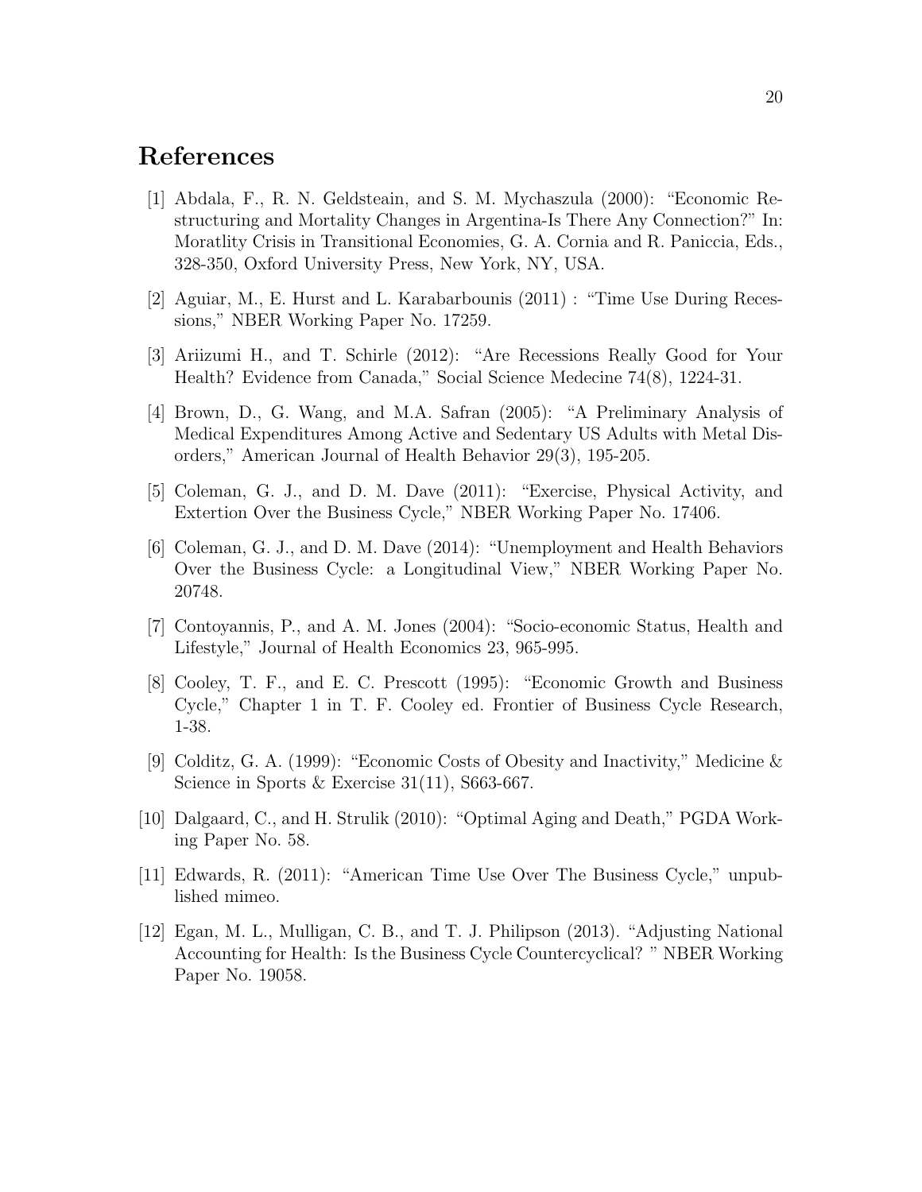# References

[1] Abdala, F., R. N. Geldsteain, and S. M. Mychaszula (2000): "Economic Restructuring and Mortality Changes in Argentina-Is There Any Connection?" In: Moratlity Crisis in Transitional Economies, G. A. Cornia and R. Paniccia, Eds., 328-350, Oxford University Press, New York, NY, USA.

[2] Aguiar, M., E. Hurst and L. Karabarbounis (2011) : "Time Use During Recessions," NBER Working Paper No. 17259.

[3] Ariizumi H., and T. Schirle (2012): "Are Recessions Really Good for Your Health? Evidence from Canada," Social Science Medecine 74(8), 1224-31.

[4] Brown, D., G. Wang, and M.A. Safran (2005): "A Preliminary Analysis of Medical Expenditures Among Active and Sedentary US Adults with Metal Disorders," American Journal of Health Behavior 29(3), 195-205.

[5] Coleman, G. J., and D. M. Dave (2011): "Exercise, Physical Activity, and Extertion Over the Business Cycle," NBER Working Paper No. 17406.

[6] Coleman, G. J., and D. M. Dave (2014): "Unemployment and Health Behaviors Over the Business Cycle: a Longitudinal View," NBER Working Paper No. 20748.

[7] Contoyannis, P., and A. M. Jones (2004): "Socio-economic Status, Health and Lifestyle," Journal of Health Economics 23, 965-995.

[8] Cooley, T. F., and E. C. Prescott (1995): "Economic Growth and Business Cycle," Chapter 1 in T. F. Cooley ed. Frontier of Business Cycle Research, 1-38.

[9] Colditz, G. A. (1999): "Economic Costs of Obesity and Inactivity," Medicine & Science in Sports & Exercise 31(11), S663-667.

[10] Dalgaard, C., and H. Strulik (2010): "Optimal Aging and Death," PGDA Working Paper No. 58.

[11] Edwards, R. (2011): "American Time Use Over The Business Cycle," unpublished mimeo.

[12] Egan, M. L., Mulligan, C. B., and T. J. Philipson (2013). "Adjusting National Accounting for Health: Is the Business Cycle Countercyclical? " NBER Working Paper No. 19058.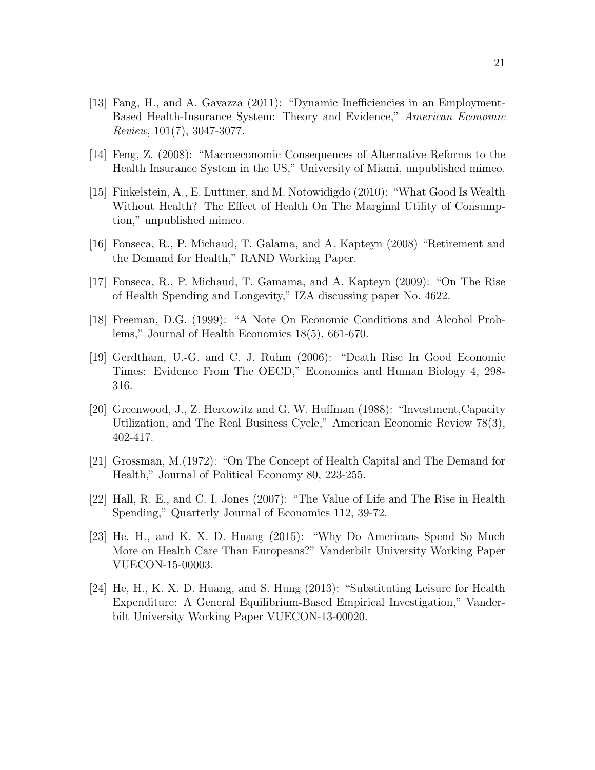[13] Fang, H., and A. Gavazza (2011): "Dynamic Inefficiencies in an Employment-Based Health-Insurance System: Theory and Evidence," *American Economic Review*, 101(7), 3047-3077.

[14] Feng, Z. (2008): "Macroeconomic Consequences of Alternative Reforms to the Health Insurance System in the US," University of Miami, unpublished mimeo.

[15] Finkelstein, A., E. Luttmer, and M. Notowidigdo (2010): "What Good Is Wealth Without Health? The Effect of Health On The Marginal Utility of Consumption," unpublished mimeo.

[16] Fonseca, R., P. Michaud, T. Galama, and A. Kapteyn (2008) "Retirement and the Demand for Health," RAND Working Paper.

[17] Fonseca, R., P. Michaud, T. Gamama, and A. Kapteyn (2009): "On The Rise of Health Spending and Longevity," IZA discussing paper No. 4622.

[18] Freeman, D.G. (1999): "A Note On Economic Conditions and Alcohol Problems," Journal of Health Economics 18(5), 661-670.

[19] Gerdtham, U.-G. and C. J. Ruhm (2006): "Death Rise In Good Economic Times: Evidence From The OECD," Economics and Human Biology 4, 298-316.

[20] Greenwood, J., Z. Hercowitz and G. W. Huffman (1988): "Investment,Capacity Utilization, and The Real Business Cycle," American Economic Review 78(3), 402-417.

[21] Grossman, M.(1972): "On The Concept of Health Capital and The Demand for Health," Journal of Political Economy 80, 223-255.

[22] Hall, R. E., and C. I. Jones (2007): "The Value of Life and The Rise in Health Spending," Quarterly Journal of Economics 112, 39-72.

[23] He, H., and K. X. D. Huang (2015): "Why Do Americans Spend So Much More on Health Care Than Europeans?" Vanderbilt University Working Paper VUECON-15-00003.

[24] He, H., K. X. D. Huang, and S. Hung (2013): "Substituting Leisure for Health Expenditure: A General Equilibrium-Based Empirical Investigation," Vanderbilt University Working Paper VUECON-13-00020.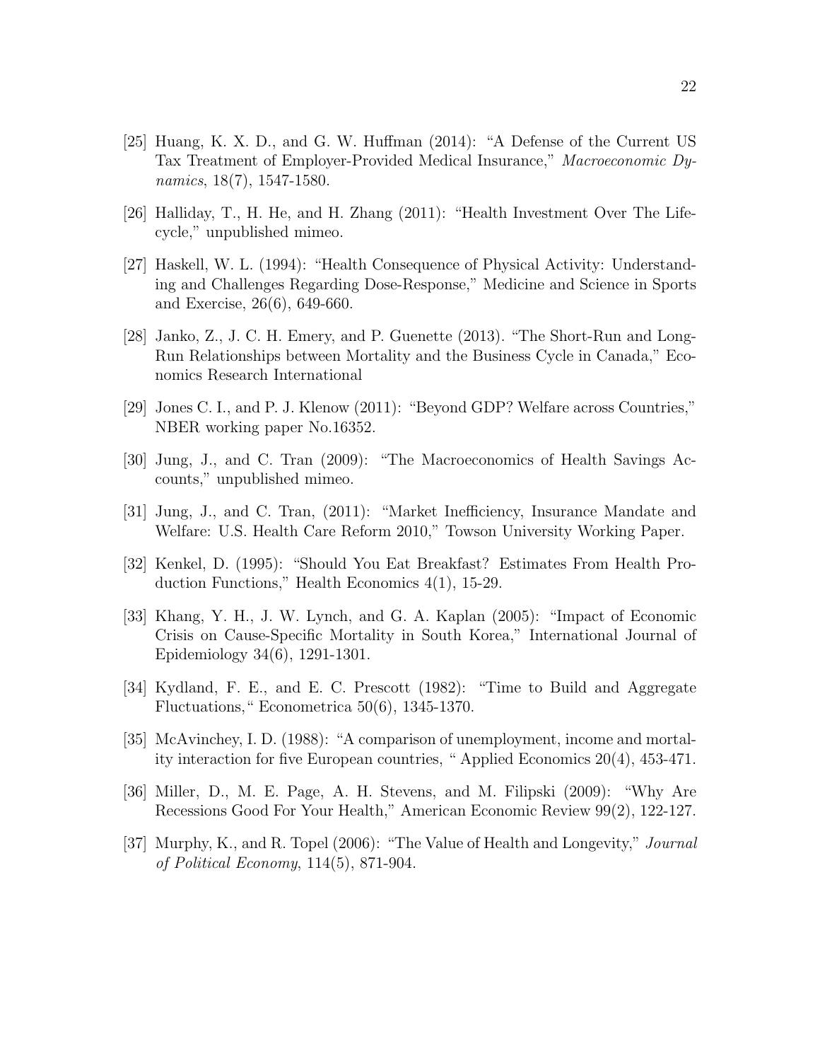[25] Huang, K. X. D., and G. W. Huffman (2014): "A Defense of the Current US Tax Treatment of Employer-Provided Medical Insurance," *Macroeconomic Dynamics*, 18(7), 1547-1580.

[26] Halliday, T., H. He, and H. Zhang (2011): "Health Investment Over The Lifecycle," unpublished mimeo.

[27] Haskell, W. L. (1994): "Health Consequence of Physical Activity: Understanding and Challenges Regarding Dose-Response," Medicine and Science in Sports and Exercise, 26(6), 649-660.

[28] Janko, Z., J. C. H. Emery, and P. Guenette (2013). "The Short-Run and Long-Run Relationships between Mortality and the Business Cycle in Canada," Economics Research International

[29] Jones C. I., and P. J. Klenow (2011): "Beyond GDP? Welfare across Countries," NBER working paper No.16352.

[30] Jung, J., and C. Tran (2009): "The Macroeconomics of Health Savings Accounts," unpublished mimeo.

[31] Jung, J., and C. Tran, (2011): "Market Inefficiency, Insurance Mandate and Welfare: U.S. Health Care Reform 2010," Towson University Working Paper.

[32] Kenkel, D. (1995): "Should You Eat Breakfast? Estimates From Health Production Functions," Health Economics 4(1), 15-29.

[33] Khang, Y. H., J. W. Lynch, and G. A. Kaplan (2005): "Impact of Economic Crisis on Cause-Specific Mortality in South Korea," International Journal of Epidemiology 34(6), 1291-1301.

[34] Kydland, F. E., and E. C. Prescott (1982): "Time to Build and Aggregate Fluctuations," Econometrica 50(6), 1345-1370.

[35] McAvinchey, I. D. (1988): "A comparison of unemployment, income and mortality interaction for five European countries, " Applied Economics 20(4), 453-471.

[36] Miller, D., M. E. Page, A. H. Stevens, and M. Filipski (2009): "Why Are Recessions Good For Your Health," American Economic Review 99(2), 122-127.

[37] Murphy, K., and R. Topel (2006): "The Value of Health and Longevity," *Journal of Political Economy*, 114(5), 871-904.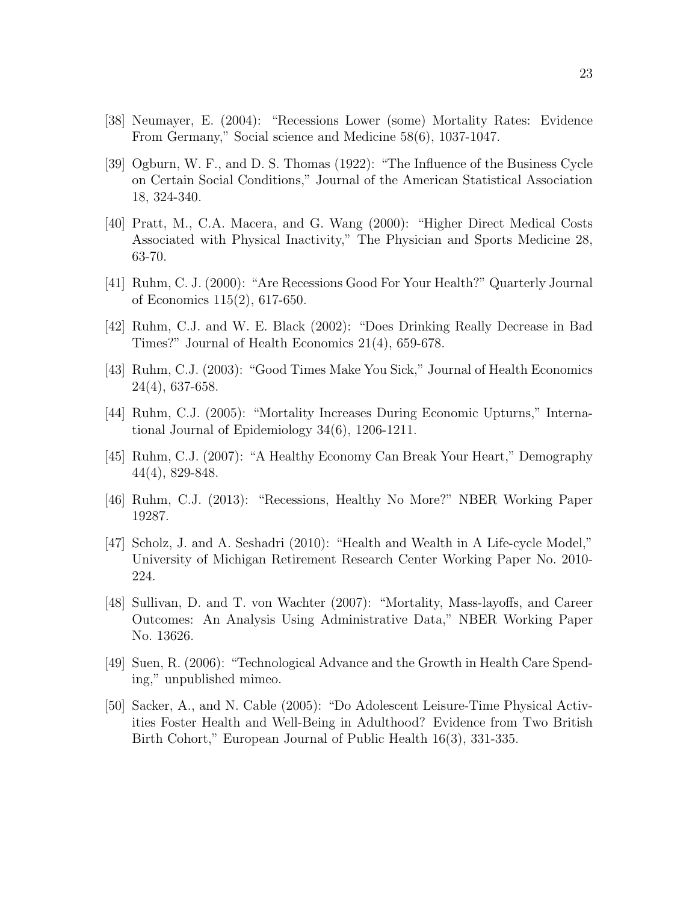[38] Neumayer, E. (2004): "Recessions Lower (some) Mortality Rates: Evidence From Germany," Social science and Medicine 58(6), 1037-1047.

[39] Ogburn, W. F., and D. S. Thomas (1922): "The Influence of the Business Cycle on Certain Social Conditions," Journal of the American Statistical Association 18, 324-340.

[40] Pratt, M., C.A. Macera, and G. Wang (2000): "Higher Direct Medical Costs Associated with Physical Inactivity," The Physician and Sports Medicine 28, 63-70.

[41] Ruhm, C. J. (2000): "Are Recessions Good For Your Health?" Quarterly Journal of Economics 115(2), 617-650.

[42] Ruhm, C.J. and W. E. Black (2002): "Does Drinking Really Decrease in Bad Times?" Journal of Health Economics 21(4), 659-678.

[43] Ruhm, C.J. (2003): "Good Times Make You Sick," Journal of Health Economics 24(4), 637-658.

[44] Ruhm, C.J. (2005): "Mortality Increases During Economic Upturns," International Journal of Epidemiology 34(6), 1206-1211.

[45] Ruhm, C.J. (2007): "A Healthy Economy Can Break Your Heart," Demography 44(4), 829-848.

[46] Ruhm, C.J. (2013): "Recessions, Healthy No More?" NBER Working Paper 19287.

[47] Scholz, J. and A. Seshadri (2010): "Health and Wealth in A Life-cycle Model," University of Michigan Retirement Research Center Working Paper No. 2010-224.

[48] Sullivan, D. and T. von Wachter (2007): "Mortality, Mass-layoffs, and Career Outcomes: An Analysis Using Administrative Data," NBER Working Paper No. 13626.

[49] Suen, R. (2006): "Technological Advance and the Growth in Health Care Spending," unpublished mimeo.

[50] Sacker, A., and N. Cable (2005): "Do Adolescent Leisure-Time Physical Activities Foster Health and Well-Being in Adulthood? Evidence from Two British Birth Cohort," European Journal of Public Health 16(3), 331-335.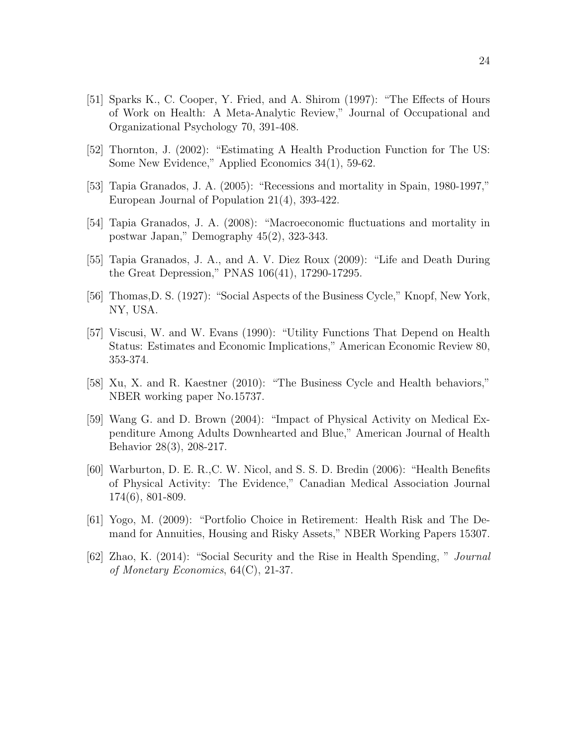[51] Sparks K., C. Cooper, Y. Fried, and A. Shirom (1997): "The Effects of Hours of Work on Health: A Meta-Analytic Review," Journal of Occupational and Organizational Psychology 70, 391-408.

[52] Thornton, J. (2002): "Estimating A Health Production Function for The US: Some New Evidence," Applied Economics 34(1), 59-62.

[53] Tapia Granados, J. A. (2005): "Recessions and mortality in Spain, 1980-1997," European Journal of Population 21(4), 393-422.

[54] Tapia Granados, J. A. (2008): "Macroeconomic fluctuations and mortality in postwar Japan," Demography 45(2), 323-343.

[55] Tapia Granados, J. A., and A. V. Diez Roux (2009): "Life and Death During the Great Depression," PNAS 106(41), 17290-17295.

[56] Thomas,D. S. (1927): "Social Aspects of the Business Cycle," Knopf, New York, NY, USA.

[57] Viscusi, W. and W. Evans (1990): "Utility Functions That Depend on Health Status: Estimates and Economic Implications," American Economic Review 80, 353-374.

[58] Xu, X. and R. Kaestner (2010): "The Business Cycle and Health behaviors," NBER working paper No.15737.

[59] Wang G. and D. Brown (2004): "Impact of Physical Activity on Medical Expenditure Among Adults Downhearted and Blue," American Journal of Health Behavior 28(3), 208-217.

[60] Warburton, D. E. R.,C. W. Nicol, and S. S. D. Bredin (2006): "Health Benefits of Physical Activity: The Evidence," Canadian Medical Association Journal 174(6), 801-809.

[61] Yogo, M. (2009): "Portfolio Choice in Retirement: Health Risk and The Demand for Annuities, Housing and Risky Assets," NBER Working Papers 15307.

[62] Zhao, K. (2014): "Social Security and the Rise in Health Spending, " *Journal of Monetary Economics*, 64(C), 21-37.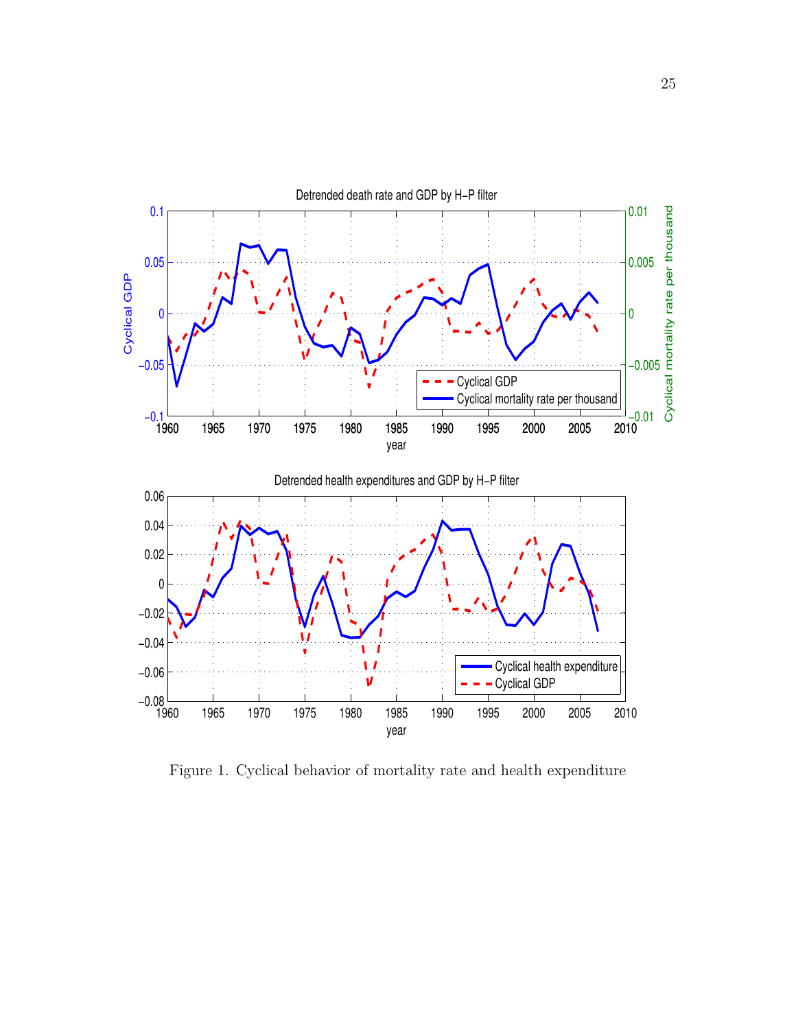Figure 1. Cyclical behavior of mortality rate and health expenditure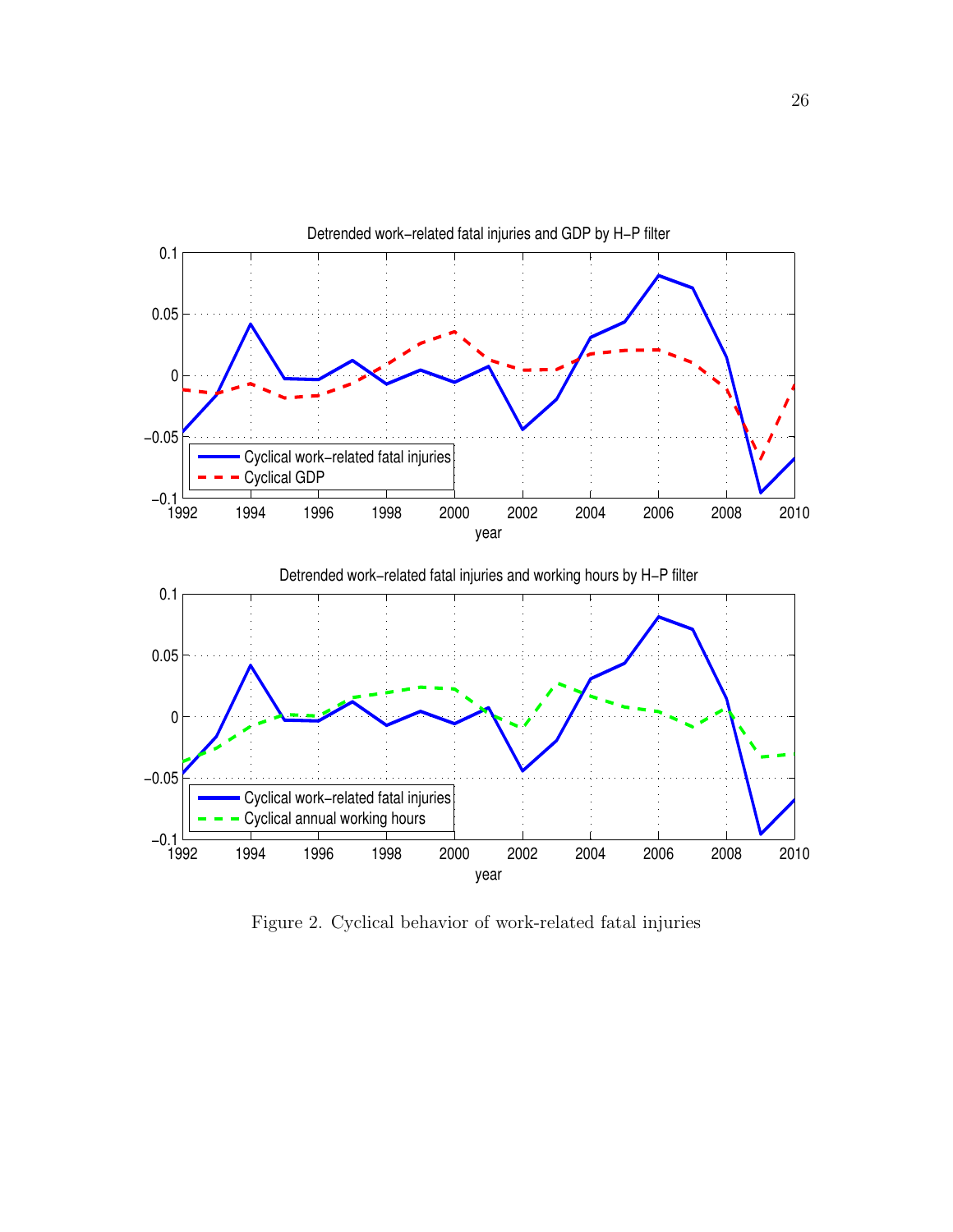Figure 2. Cyclical behavior of work-related fatal injuries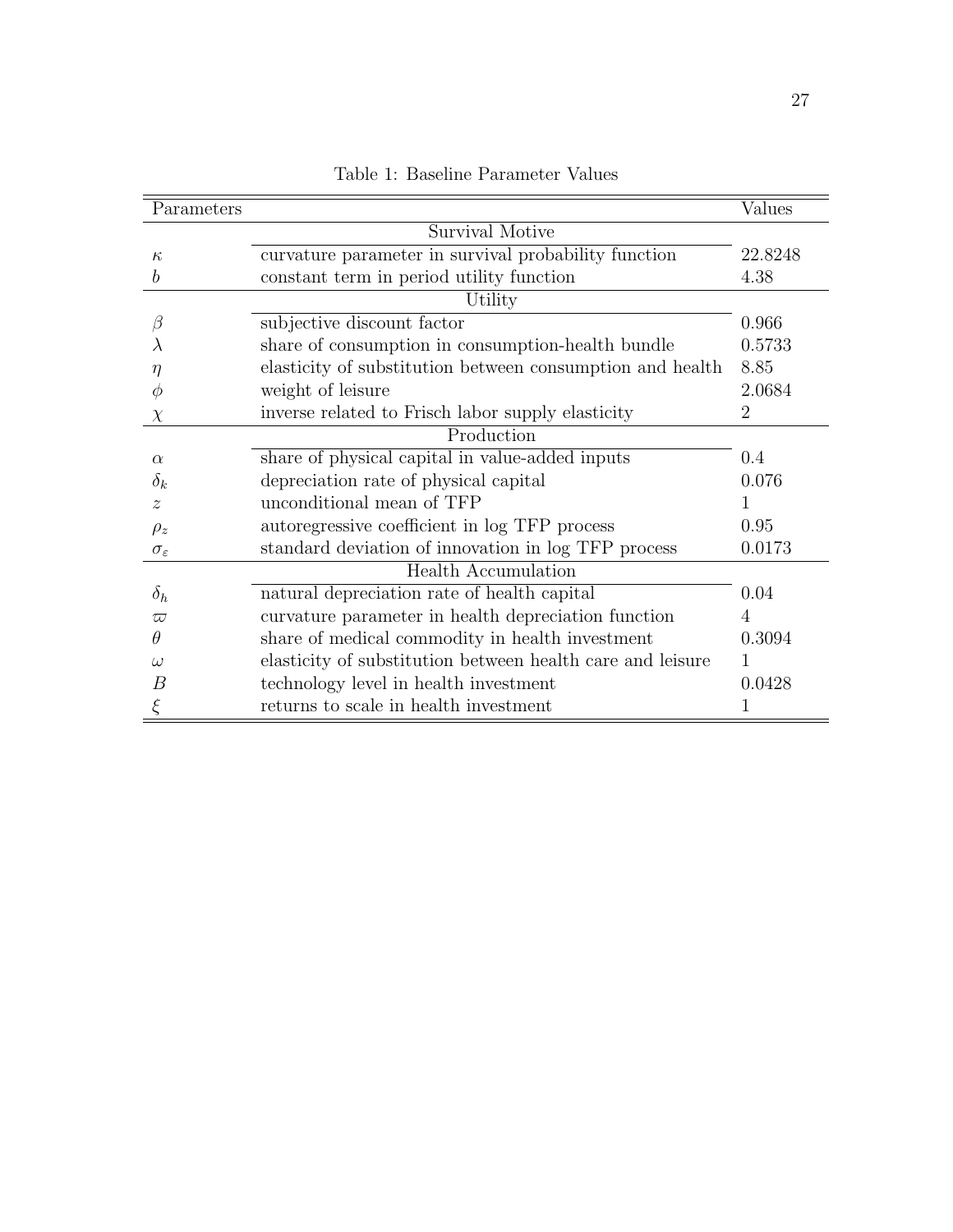Table 1: Baseline Parameter Values

| Parameters | | Values |
|---|---|---|
| | **Survival Motive** | |
| $\kappa$ | curvature parameter in survival probability function | 22.8248 |
| $b$ | constant term in period utility function | 4.38 |
| | **Utility** | |
| $\beta$ | subjective discount factor | 0.966 |
| $\lambda$ | share of consumption in consumption-health bundle | 0.5733 |
| $\eta$ | elasticity of substitution between consumption and health | 8.85 |
| $\phi$ | weight of leisure | 2.0684 |
| $\chi$ | inverse related to Frisch labor supply elasticity | 2 |
| | **Production** | |
| $\alpha$ | share of physical capital in value-added inputs | 0.4 |
| $\delta_k$ | depreciation rate of physical capital | 0.076 |
| $z$ | unconditional mean of TFP | 1 |
| $\rho_z$ | autoregressive coefficient in log TFP process | 0.95 |
| $\sigma_\varepsilon$ | standard deviation of innovation in log TFP process | 0.0173 |
| | **Health Accumulation** | |
| $\delta_h$ | natural depreciation rate of health capital | 0.04 |
| $\varpi$ | curvature parameter in health depreciation function | 4 |
| $\theta$ | share of medical commodity in health investment | 0.3094 |
| $\omega$ | elasticity of substitution between health care and leisure | 1 |
| $B$ | technology level in health investment | 0.0428 |
| $\xi$ | returns to scale in health investment | 1 |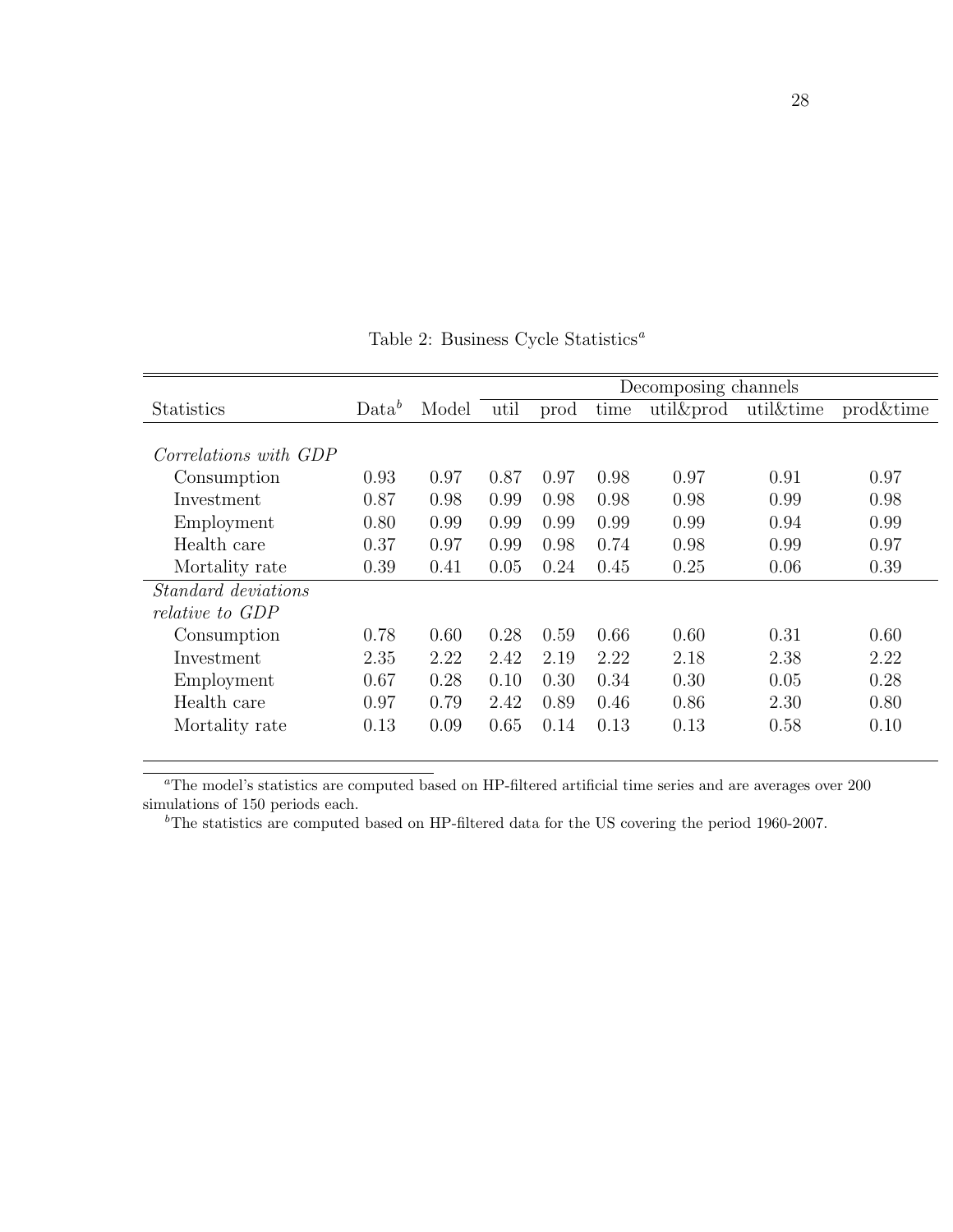Table 2: Business Cycle Statistics[a]

| | | | Decomposing channels | | | | | |
|---|---|---|---|---|---|---|---|---|
| Statistics | Data[b] | Model | util | prod | time | util&prod | util&time | prod&time |
| *Correlations with GDP* | | | | | | | | |
| Consumption | 0.93 | 0.97 | 0.87 | 0.97 | 0.98 | 0.97 | 0.91 | 0.97 |
| Investment | 0.87 | 0.98 | 0.99 | 0.98 | 0.98 | 0.98 | 0.99 | 0.98 |
| Employment | 0.80 | 0.99 | 0.99 | 0.99 | 0.99 | 0.99 | 0.94 | 0.99 |
| Health care | 0.37 | 0.97 | 0.99 | 0.98 | 0.74 | 0.98 | 0.99 | 0.97 |
| Mortality rate | 0.39 | 0.41 | 0.05 | 0.24 | 0.45 | 0.25 | 0.06 | 0.39 |
| *Standard deviations relative to GDP* | | | | | | | | |
| Consumption | 0.78 | 0.60 | 0.28 | 0.59 | 0.66 | 0.60 | 0.31 | 0.60 |
| Investment | 2.35 | 2.22 | 2.42 | 2.19 | 2.22 | 2.18 | 2.38 | 2.22 |
| Employment | 0.67 | 0.28 | 0.10 | 0.30 | 0.34 | 0.30 | 0.05 | 0.28 |
| Health care | 0.97 | 0.79 | 2.42 | 0.89 | 0.46 | 0.86 | 2.30 | 0.80 |
| Mortality rate | 0.13 | 0.09 | 0.65 | 0.14 | 0.13 | 0.13 | 0.58 | 0.10 |

[a] The model's statistics are computed based on HP-filtered artificial time series and are averages over 200 simulations of 150 periods each.

[b] The statistics are computed based on HP-filtered data for the US covering the period 1960-2007.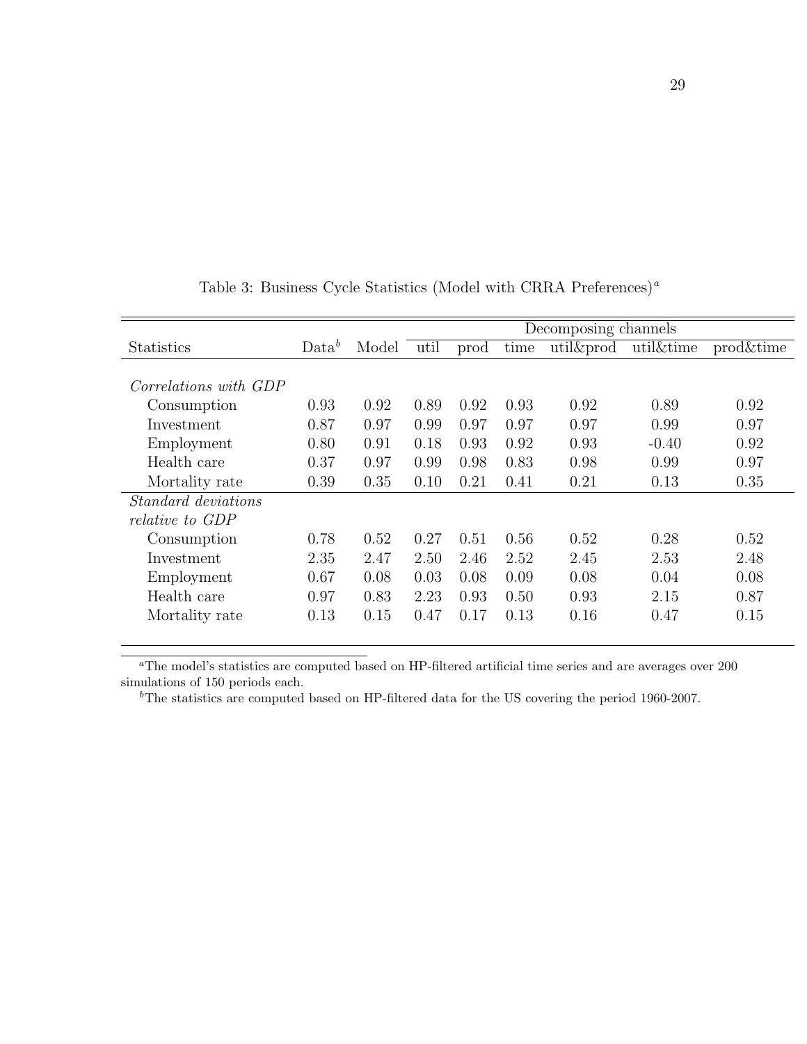Table 3: Business Cycle Statistics (Model with CRRA Preferences)[a]

| Statistics | Data[b] | Model | Decomposing channels | | | | | |
|---|---|---|---|---|---|---|---|---|
| | | | util | prod | time | util&prod | util&time | prod&time |
| *Correlations with GDP* | | | | | | | | |
| Consumption | 0.93 | 0.92 | 0.89 | 0.92 | 0.93 | 0.92 | 0.89 | 0.92 |
| Investment | 0.87 | 0.97 | 0.99 | 0.97 | 0.97 | 0.97 | 0.99 | 0.97 |
| Employment | 0.80 | 0.91 | 0.18 | 0.93 | 0.92 | 0.93 | -0.40 | 0.92 |
| Health care | 0.37 | 0.97 | 0.99 | 0.98 | 0.83 | 0.98 | 0.99 | 0.97 |
| Mortality rate | 0.39 | 0.35 | 0.10 | 0.21 | 0.41 | 0.21 | 0.13 | 0.35 |
| *Standard deviations relative to GDP* | | | | | | | | |
| Consumption | 0.78 | 0.52 | 0.27 | 0.51 | 0.56 | 0.52 | 0.28 | 0.52 |
| Investment | 2.35 | 2.47 | 2.50 | 2.46 | 2.52 | 2.45 | 2.53 | 2.48 |
| Employment | 0.67 | 0.08 | 0.03 | 0.08 | 0.09 | 0.08 | 0.04 | 0.08 |
| Health care | 0.97 | 0.83 | 2.23 | 0.93 | 0.50 | 0.93 | 2.15 | 0.87 |
| Mortality rate | 0.13 | 0.15 | 0.47 | 0.17 | 0.13 | 0.16 | 0.47 | 0.15 |

[a]The model's statistics are computed based on HP-filtered artificial time series and are averages over 200 simulations of 150 periods each.

[b]The statistics are computed based on HP-filtered data for the US covering the period 1960-2007.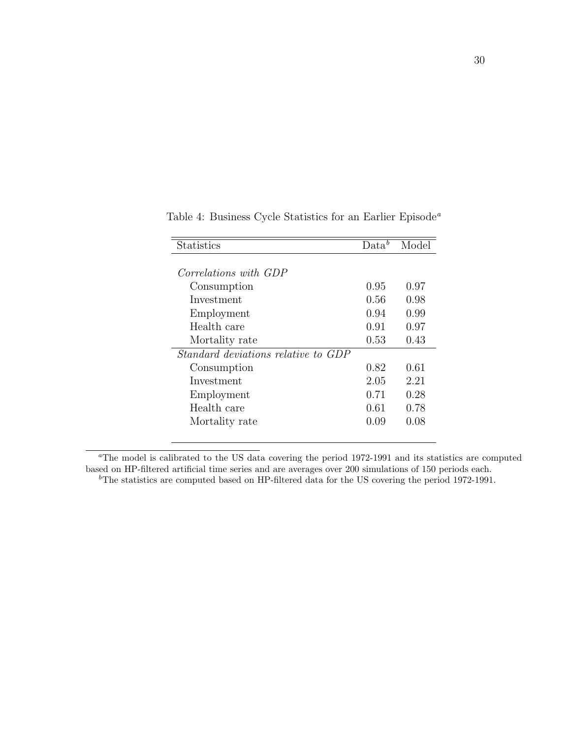Table 4: Business Cycle Statistics for an Earlier Episode[a]

| Statistics | Data[b] | Model |
|---|---|---|
| *Correlations with GDP* | | |
| Consumption | 0.95 | 0.97 |
| Investment | 0.56 | 0.98 |
| Employment | 0.94 | 0.99 |
| Health care | 0.91 | 0.97 |
| Mortality rate | 0.53 | 0.43 |
| *Standard deviations relative to GDP* | | |
| Consumption | 0.82 | 0.61 |
| Investment | 2.05 | 2.21 |
| Employment | 0.71 | 0.28 |
| Health care | 0.61 | 0.78 |
| Mortality rate | 0.09 | 0.08 |

[a]The model is calibrated to the US data covering the period 1972-1991 and its statistics are computed based on HP-filtered artificial time series and are averages over 200 simulations of 150 periods each.

[b]The statistics are computed based on HP-filtered data for the US covering the period 1972-1991.